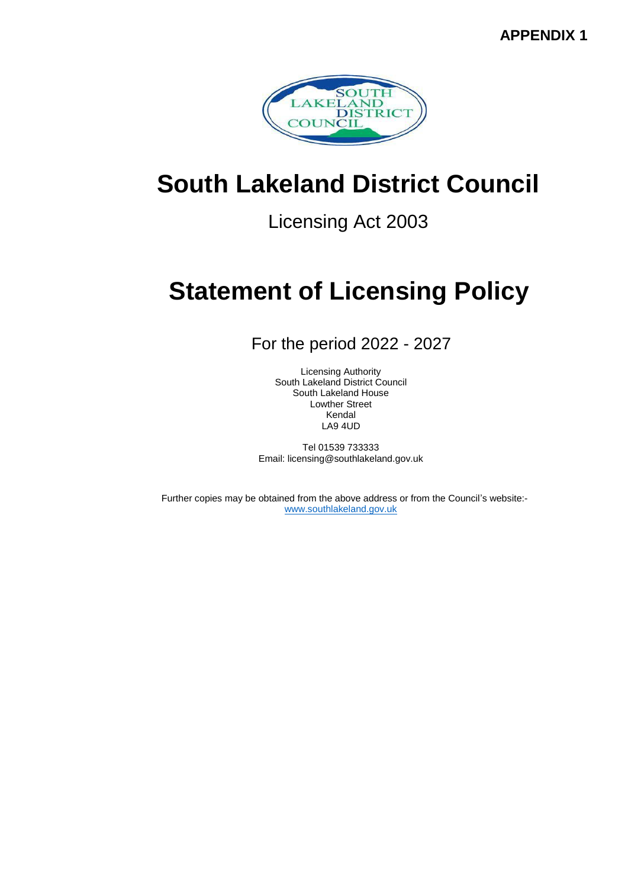**APPENDIX 1**

# South Lakeland District Council

Licensing Act 2003

# Statement of Licensing Policy

For the period 2022 - 2027

Licensing Authority
South Lakeland District Council
South Lakeland House
Lowther Street
Kendal
LA9 4UD

Tel 01539 733333
Email: licensing@southlakeland.gov.uk

Further copies may be obtained from the above address or from the Council's website:-
[www.southlakeland.gov.uk](http://www.southlakeland.gov.uk)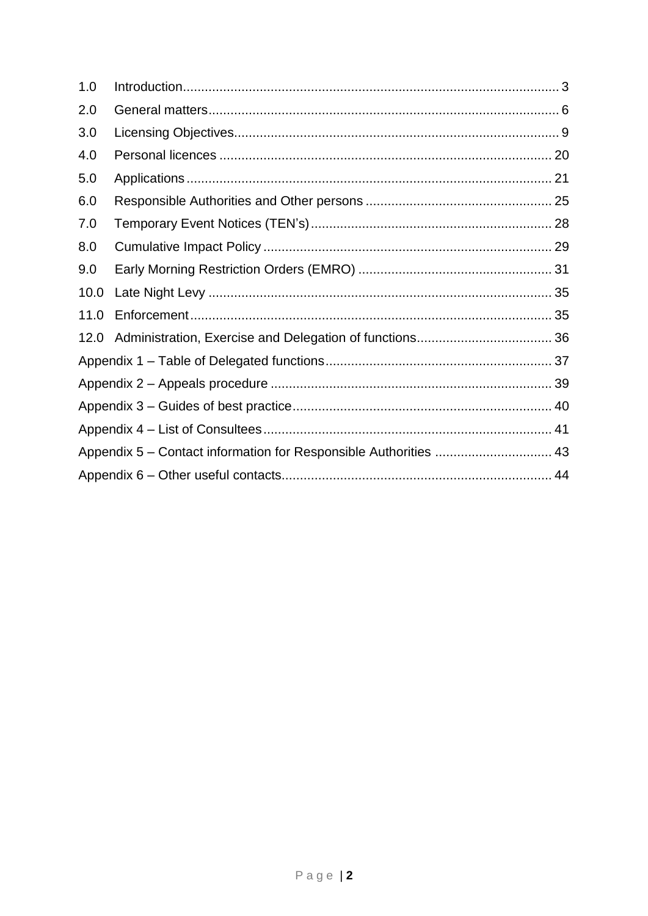1.0 Introduction ..... 3

2.0 General matters ..... 6

3.0 Licensing Objectives ..... 9

4.0 Personal licences ..... 20

5.0 Applications ..... 21

6.0 Responsible Authorities and Other persons ..... 25

7.0 Temporary Event Notices (TEN's) ..... 28

8.0 Cumulative Impact Policy ..... 29

9.0 Early Morning Restriction Orders (EMRO) ..... 31

10.0 Late Night Levy ..... 35

11.0 Enforcement ..... 35

12.0 Administration, Exercise and Delegation of functions ..... 36

Appendix 1 – Table of Delegated functions ..... 37

Appendix 2 – Appeals procedure ..... 39

Appendix 3 – Guides of best practice ..... 40

Appendix 4 – List of Consultees ..... 41

Appendix 5 – Contact information for Responsible Authorities ..... 43

Appendix 6 – Other useful contacts ..... 44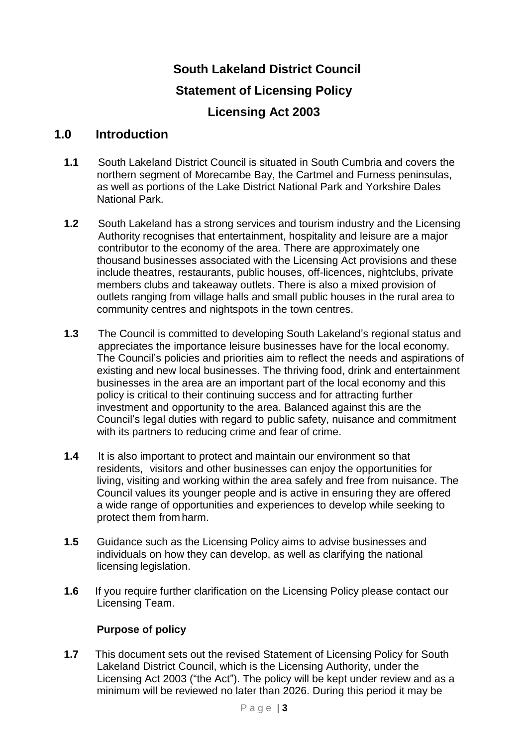# South Lakeland District Council

# Statement of Licensing Policy

# Licensing Act 2003

## 1.0 Introduction

**1.1** South Lakeland District Council is situated in South Cumbria and covers the northern segment of Morecambe Bay, the Cartmel and Furness peninsulas, as well as portions of the Lake District National Park and Yorkshire Dales National Park.

**1.2** South Lakeland has a strong services and tourism industry and the Licensing Authority recognises that entertainment, hospitality and leisure are a major contributor to the economy of the area. There are approximately one thousand businesses associated with the Licensing Act provisions and these include theatres, restaurants, public houses, off-licences, nightclubs, private members clubs and takeaway outlets. There is also a mixed provision of outlets ranging from village halls and small public houses in the rural area to community centres and nightspots in the town centres.

**1.3** The Council is committed to developing South Lakeland's regional status and appreciates the importance leisure businesses have for the local economy. The Council's policies and priorities aim to reflect the needs and aspirations of existing and new local businesses. The thriving food, drink and entertainment businesses in the area are an important part of the local economy and this policy is critical to their continuing success and for attracting further investment and opportunity to the area. Balanced against this are the Council's legal duties with regard to public safety, nuisance and commitment with its partners to reducing crime and fear of crime.

**1.4** It is also important to protect and maintain our environment so that residents, visitors and other businesses can enjoy the opportunities for living, visiting and working within the area safely and free from nuisance. The Council values its younger people and is active in ensuring they are offered a wide range of opportunities and experiences to develop while seeking to protect them from harm.

**1.5** Guidance such as the Licensing Policy aims to advise businesses and individuals on how they can develop, as well as clarifying the national licensing legislation.

**1.6** If you require further clarification on the Licensing Policy please contact our Licensing Team.

### Purpose of policy

**1.7** This document sets out the revised Statement of Licensing Policy for South Lakeland District Council, which is the Licensing Authority, under the Licensing Act 2003 ("the Act"). The policy will be kept under review and as a minimum will be reviewed no later than 2026. During this period it may be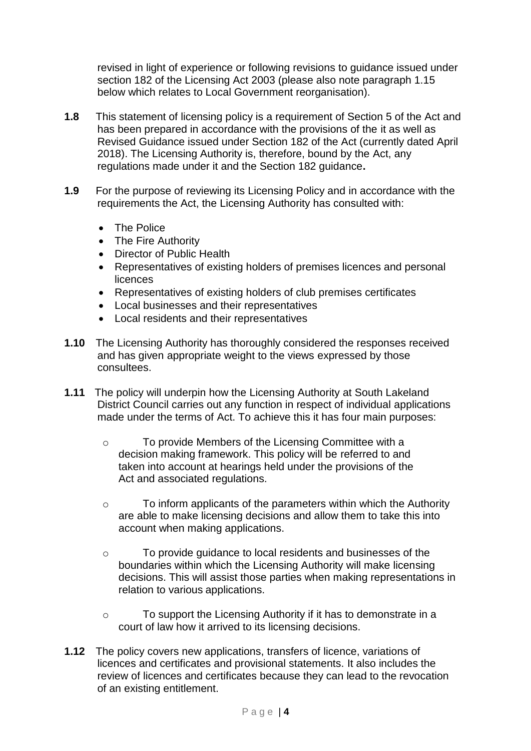revised in light of experience or following revisions to guidance issued under section 182 of the Licensing Act 2003 (please also note paragraph 1.15 below which relates to Local Government reorganisation).

**1.8** This statement of licensing policy is a requirement of Section 5 of the Act and has been prepared in accordance with the provisions of the it as well as Revised Guidance issued under Section 182 of the Act (currently dated April 2018). The Licensing Authority is, therefore, bound by the Act, any regulations made under it and the Section 182 guidance**.**

**1.9** For the purpose of reviewing its Licensing Policy and in accordance with the requirements the Act, the Licensing Authority has consulted with:

- The Police
- The Fire Authority
- Director of Public Health
- Representatives of existing holders of premises licences and personal licences
- Representatives of existing holders of club premises certificates
- Local businesses and their representatives
- Local residents and their representatives

**1.10** The Licensing Authority has thoroughly considered the responses received and has given appropriate weight to the views expressed by those consultees.

**1.11** The policy will underpin how the Licensing Authority at South Lakeland District Council carries out any function in respect of individual applications made under the terms of Act. To achieve this it has four main purposes:

- To provide Members of the Licensing Committee with a decision making framework. This policy will be referred to and taken into account at hearings held under the provisions of the Act and associated regulations.
- To inform applicants of the parameters within which the Authority are able to make licensing decisions and allow them to take this into account when making applications.
- To provide guidance to local residents and businesses of the boundaries within which the Licensing Authority will make licensing decisions. This will assist those parties when making representations in relation to various applications.
- To support the Licensing Authority if it has to demonstrate in a court of law how it arrived to its licensing decisions.

**1.12** The policy covers new applications, transfers of licence, variations of licences and certificates and provisional statements. It also includes the review of licences and certificates because they can lead to the revocation of an existing entitlement.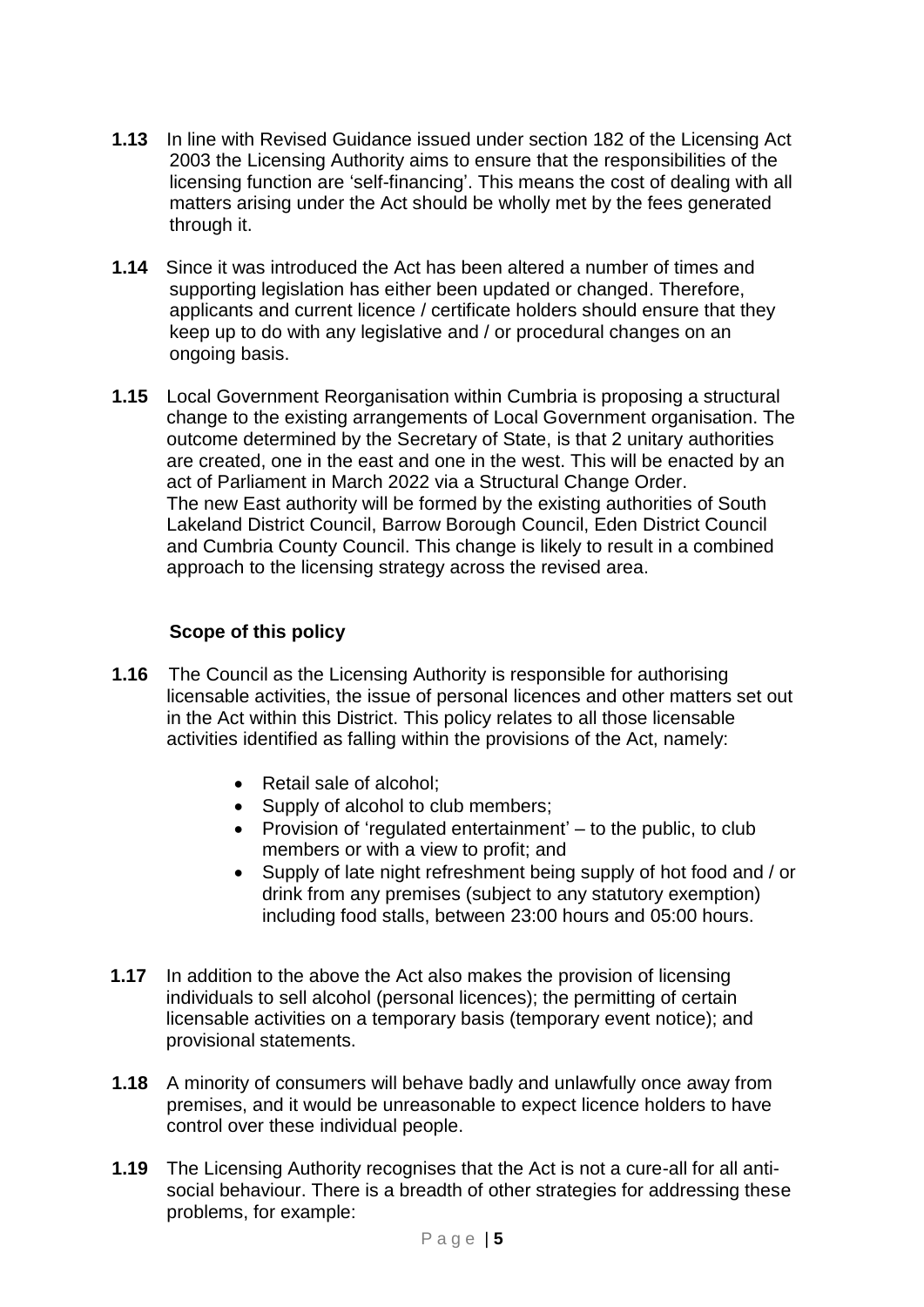**1.13** In line with Revised Guidance issued under section 182 of the Licensing Act 2003 the Licensing Authority aims to ensure that the responsibilities of the licensing function are 'self-financing'. This means the cost of dealing with all matters arising under the Act should be wholly met by the fees generated through it.

**1.14** Since it was introduced the Act has been altered a number of times and supporting legislation has either been updated or changed. Therefore, applicants and current licence / certificate holders should ensure that they keep up to do with any legislative and / or procedural changes on an ongoing basis.

**1.15** Local Government Reorganisation within Cumbria is proposing a structural change to the existing arrangements of Local Government organisation. The outcome determined by the Secretary of State, is that 2 unitary authorities are created, one in the east and one in the west. This will be enacted by an act of Parliament in March 2022 via a Structural Change Order. The new East authority will be formed by the existing authorities of South Lakeland District Council, Barrow Borough Council, Eden District Council and Cumbria County Council. This change is likely to result in a combined approach to the licensing strategy across the revised area.

### Scope of this policy

**1.16** The Council as the Licensing Authority is responsible for authorising licensable activities, the issue of personal licences and other matters set out in the Act within this District. This policy relates to all those licensable activities identified as falling within the provisions of the Act, namely:

- Retail sale of alcohol;
- Supply of alcohol to club members;
- Provision of 'regulated entertainment' – to the public, to club members or with a view to profit; and
- Supply of late night refreshment being supply of hot food and / or drink from any premises (subject to any statutory exemption) including food stalls, between 23:00 hours and 05:00 hours.

**1.17** In addition to the above the Act also makes the provision of licensing individuals to sell alcohol (personal licences); the permitting of certain licensable activities on a temporary basis (temporary event notice); and provisional statements.

**1.18** A minority of consumers will behave badly and unlawfully once away from premises, and it would be unreasonable to expect licence holders to have control over these individual people.

**1.19** The Licensing Authority recognises that the Act is not a cure-all for all anti-social behaviour. There is a breadth of other strategies for addressing these problems, for example: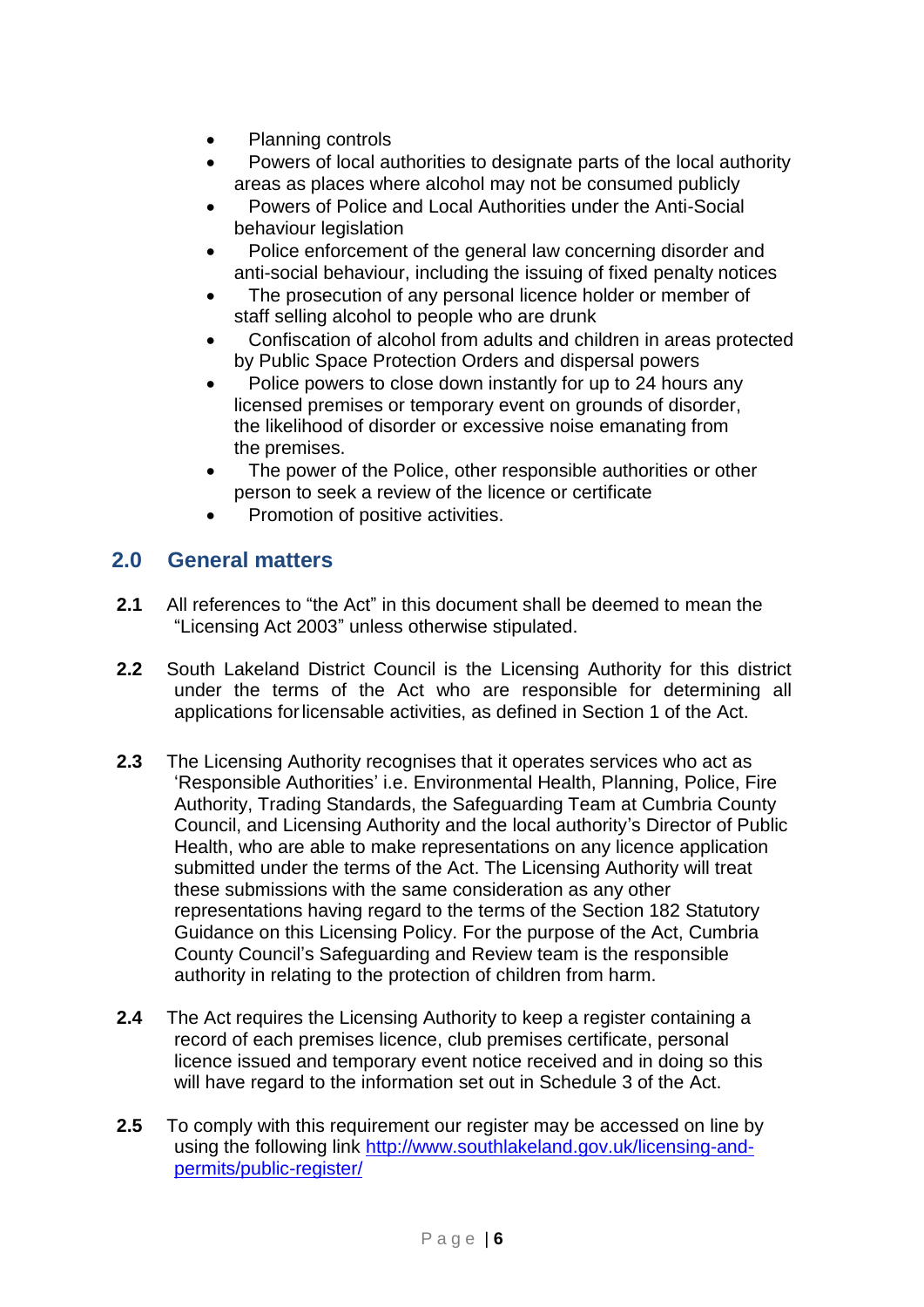- Planning controls
- Powers of local authorities to designate parts of the local authority areas as places where alcohol may not be consumed publicly
- Powers of Police and Local Authorities under the Anti-Social behaviour legislation
- Police enforcement of the general law concerning disorder and anti-social behaviour, including the issuing of fixed penalty notices
- The prosecution of any personal licence holder or member of staff selling alcohol to people who are drunk
- Confiscation of alcohol from adults and children in areas protected by Public Space Protection Orders and dispersal powers
- Police powers to close down instantly for up to 24 hours any licensed premises or temporary event on grounds of disorder, the likelihood of disorder or excessive noise emanating from the premises.
- The power of the Police, other responsible authorities or other person to seek a review of the licence or certificate
- Promotion of positive activities.

## 2.0 General matters

**2.1** All references to "the Act" in this document shall be deemed to mean the "Licensing Act 2003" unless otherwise stipulated.

**2.2** South Lakeland District Council is the Licensing Authority for this district under the terms of the Act who are responsible for determining all applications for licensable activities, as defined in Section 1 of the Act.

**2.3** The Licensing Authority recognises that it operates services who act as 'Responsible Authorities' i.e. Environmental Health, Planning, Police, Fire Authority, Trading Standards, the Safeguarding Team at Cumbria County Council, and Licensing Authority and the local authority's Director of Public Health, who are able to make representations on any licence application submitted under the terms of the Act. The Licensing Authority will treat these submissions with the same consideration as any other representations having regard to the terms of the Section 182 Statutory Guidance on this Licensing Policy. For the purpose of the Act, Cumbria County Council's Safeguarding and Review team is the responsible authority in relating to the protection of children from harm.

**2.4** The Act requires the Licensing Authority to keep a register containing a record of each premises licence, club premises certificate, personal licence issued and temporary event notice received and in doing so this will have regard to the information set out in Schedule 3 of the Act.

**2.5** To comply with this requirement our register may be accessed on line by using the following link [http://www.southlakeland.gov.uk/licensing-and-permits/public-register/](http://www.southlakeland.gov.uk/licensing-and-permits/public-register/)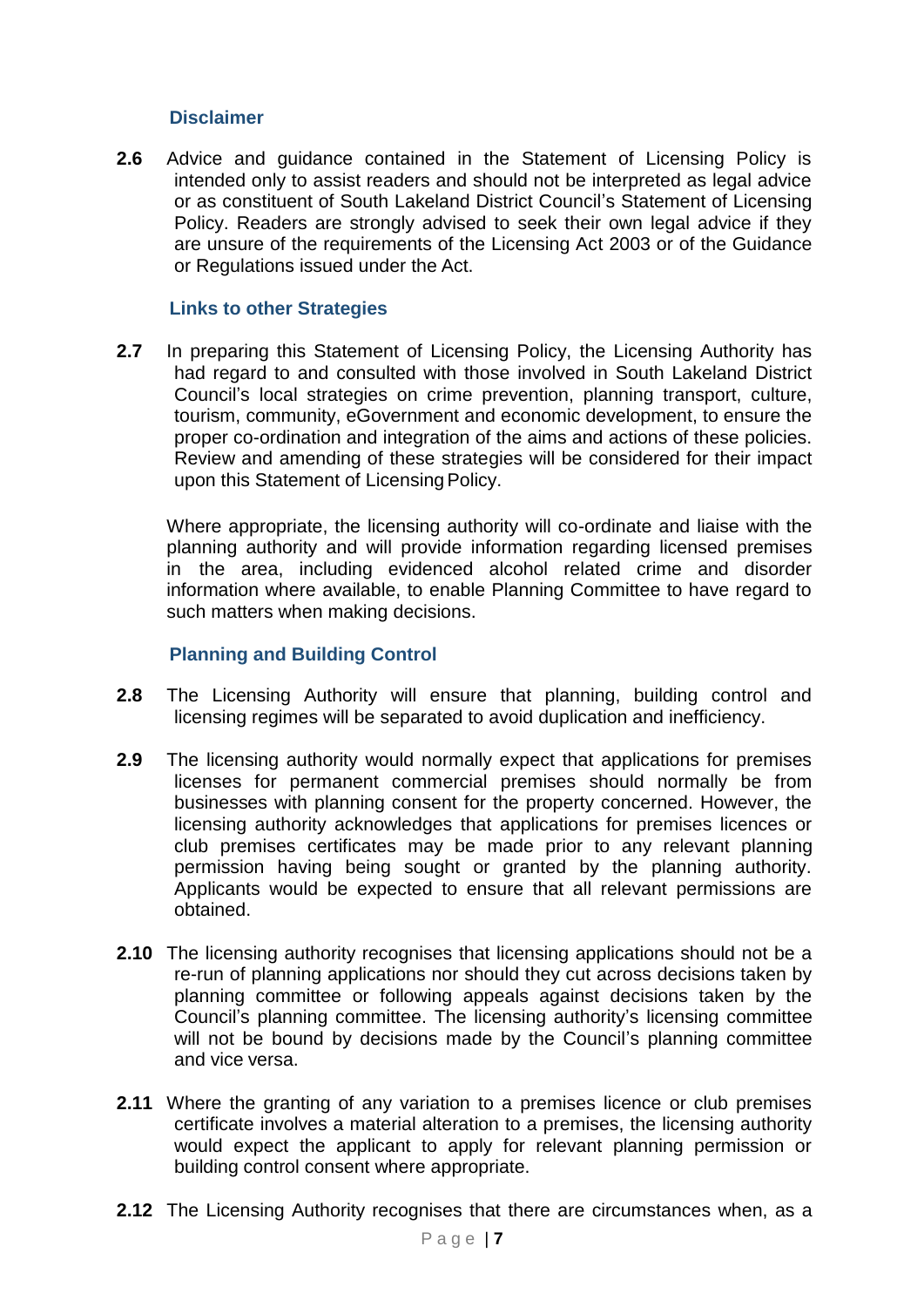### Disclaimer

**2.6** Advice and guidance contained in the Statement of Licensing Policy is intended only to assist readers and should not be interpreted as legal advice or as constituent of South Lakeland District Council's Statement of Licensing Policy. Readers are strongly advised to seek their own legal advice if they are unsure of the requirements of the Licensing Act 2003 or of the Guidance or Regulations issued under the Act.

### Links to other Strategies

**2.7** In preparing this Statement of Licensing Policy, the Licensing Authority has had regard to and consulted with those involved in South Lakeland District Council's local strategies on crime prevention, planning transport, culture, tourism, community, eGovernment and economic development, to ensure the proper co-ordination and integration of the aims and actions of these policies. Review and amending of these strategies will be considered for their impact upon this Statement of Licensing Policy.

Where appropriate, the licensing authority will co-ordinate and liaise with the planning authority and will provide information regarding licensed premises in the area, including evidenced alcohol related crime and disorder information where available, to enable Planning Committee to have regard to such matters when making decisions.

### Planning and Building Control

**2.8** The Licensing Authority will ensure that planning, building control and licensing regimes will be separated to avoid duplication and inefficiency.

**2.9** The licensing authority would normally expect that applications for premises licenses for permanent commercial premises should normally be from businesses with planning consent for the property concerned. However, the licensing authority acknowledges that applications for premises licences or club premises certificates may be made prior to any relevant planning permission having being sought or granted by the planning authority. Applicants would be expected to ensure that all relevant permissions are obtained.

**2.10** The licensing authority recognises that licensing applications should not be a re-run of planning applications nor should they cut across decisions taken by planning committee or following appeals against decisions taken by the Council's planning committee. The licensing authority's licensing committee will not be bound by decisions made by the Council's planning committee and vice versa.

**2.11** Where the granting of any variation to a premises licence or club premises certificate involves a material alteration to a premises, the licensing authority would expect the applicant to apply for relevant planning permission or building control consent where appropriate.

**2.12** The Licensing Authority recognises that there are circumstances when, as a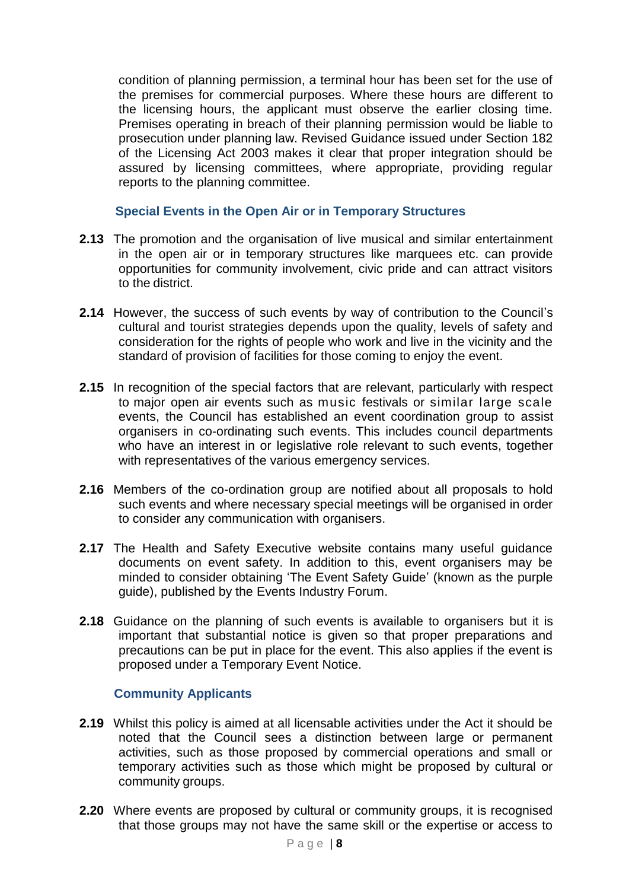condition of planning permission, a terminal hour has been set for the use of the premises for commercial purposes. Where these hours are different to the licensing hours, the applicant must observe the earlier closing time. Premises operating in breach of their planning permission would be liable to prosecution under planning law. Revised Guidance issued under Section 182 of the Licensing Act 2003 makes it clear that proper integration should be assured by licensing committees, where appropriate, providing regular reports to the planning committee.

### Special Events in the Open Air or in Temporary Structures

**2.13** The promotion and the organisation of live musical and similar entertainment in the open air or in temporary structures like marquees etc. can provide opportunities for community involvement, civic pride and can attract visitors to the district.

**2.14** However, the success of such events by way of contribution to the Council's cultural and tourist strategies depends upon the quality, levels of safety and consideration for the rights of people who work and live in the vicinity and the standard of provision of facilities for those coming to enjoy the event.

**2.15** In recognition of the special factors that are relevant, particularly with respect to major open air events such as music festivals or similar large scale events, the Council has established an event coordination group to assist organisers in co-ordinating such events. This includes council departments who have an interest in or legislative role relevant to such events, together with representatives of the various emergency services.

**2.16** Members of the co-ordination group are notified about all proposals to hold such events and where necessary special meetings will be organised in order to consider any communication with organisers.

**2.17** The Health and Safety Executive website contains many useful guidance documents on event safety. In addition to this, event organisers may be minded to consider obtaining 'The Event Safety Guide' (known as the purple guide), published by the Events Industry Forum.

**2.18** Guidance on the planning of such events is available to organisers but it is important that substantial notice is given so that proper preparations and precautions can be put in place for the event. This also applies if the event is proposed under a Temporary Event Notice.

### Community Applicants

**2.19** Whilst this policy is aimed at all licensable activities under the Act it should be noted that the Council sees a distinction between large or permanent activities, such as those proposed by commercial operations and small or temporary activities such as those which might be proposed by cultural or community groups.

**2.20** Where events are proposed by cultural or community groups, it is recognised that those groups may not have the same skill or the expertise or access to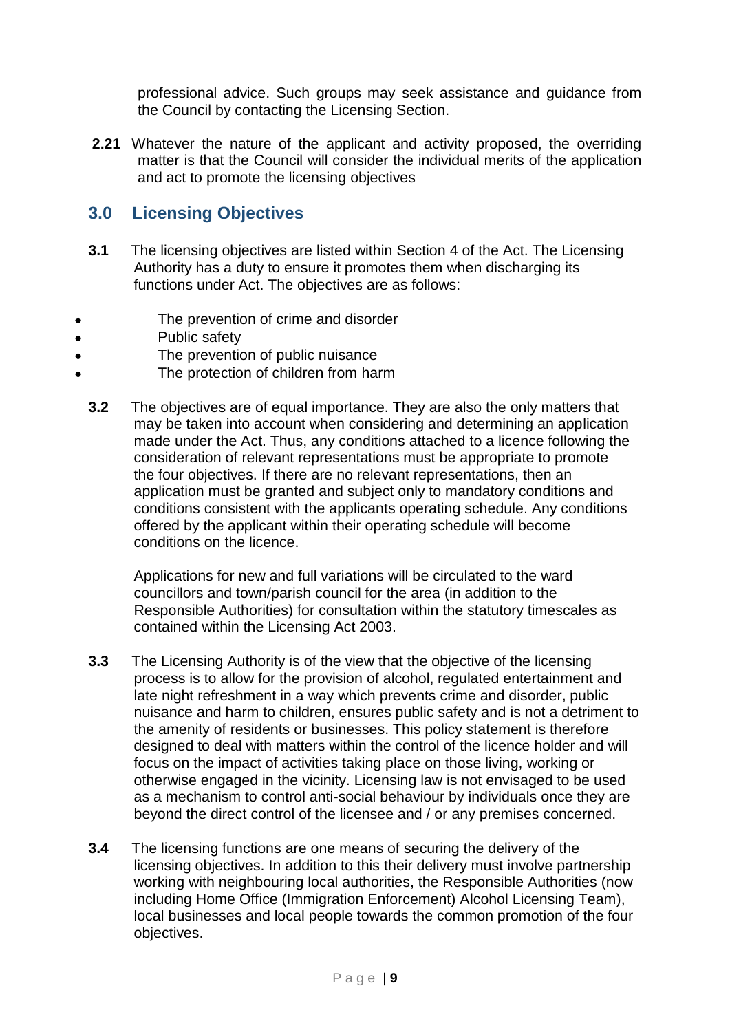professional advice. Such groups may seek assistance and guidance from the Council by contacting the Licensing Section.

**2.21** Whatever the nature of the applicant and activity proposed, the overriding matter is that the Council will consider the individual merits of the application and act to promote the licensing objectives

## 3.0 Licensing Objectives

**3.1** The licensing objectives are listed within Section 4 of the Act. The Licensing Authority has a duty to ensure it promotes them when discharging its functions under Act. The objectives are as follows:

- The prevention of crime and disorder
- Public safety
- The prevention of public nuisance
- The protection of children from harm

**3.2** The objectives are of equal importance. They are also the only matters that may be taken into account when considering and determining an application made under the Act. Thus, any conditions attached to a licence following the consideration of relevant representations must be appropriate to promote the four objectives. If there are no relevant representations, then an application must be granted and subject only to mandatory conditions and conditions consistent with the applicants operating schedule. Any conditions offered by the applicant within their operating schedule will become conditions on the licence.

Applications for new and full variations will be circulated to the ward councillors and town/parish council for the area (in addition to the Responsible Authorities) for consultation within the statutory timescales as contained within the Licensing Act 2003.

**3.3** The Licensing Authority is of the view that the objective of the licensing process is to allow for the provision of alcohol, regulated entertainment and late night refreshment in a way which prevents crime and disorder, public nuisance and harm to children, ensures public safety and is not a detriment to the amenity of residents or businesses. This policy statement is therefore designed to deal with matters within the control of the licence holder and will focus on the impact of activities taking place on those living, working or otherwise engaged in the vicinity. Licensing law is not envisaged to be used as a mechanism to control anti-social behaviour by individuals once they are beyond the direct control of the licensee and / or any premises concerned.

**3.4** The licensing functions are one means of securing the delivery of the licensing objectives. In addition to this their delivery must involve partnership working with neighbouring local authorities, the Responsible Authorities (now including Home Office (Immigration Enforcement) Alcohol Licensing Team), local businesses and local people towards the common promotion of the four objectives.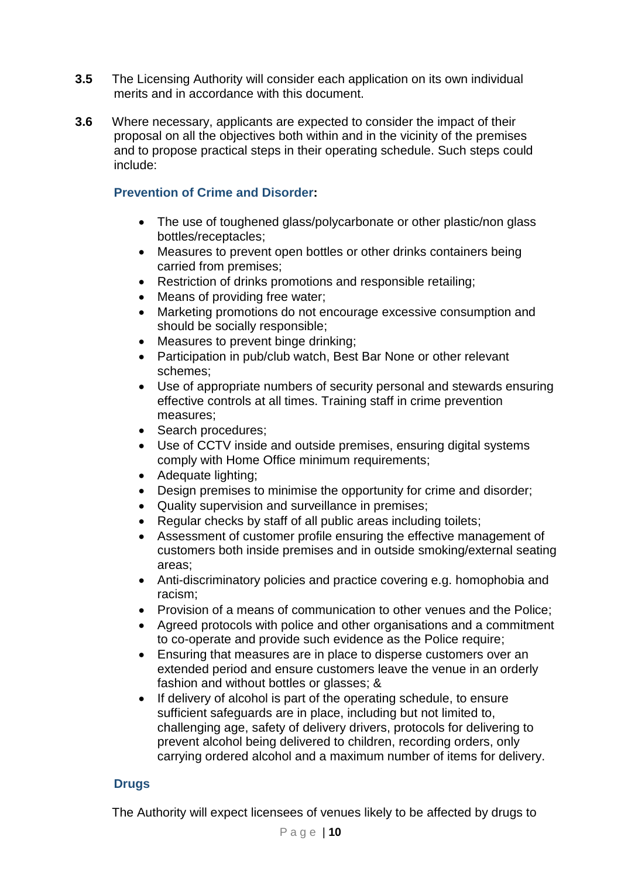**3.5** The Licensing Authority will consider each application on its own individual merits and in accordance with this document.

**3.6** Where necessary, applicants are expected to consider the impact of their proposal on all the objectives both within and in the vicinity of the premises and to propose practical steps in their operating schedule. Such steps could include:

**Prevention of Crime and Disorder:**

- The use of toughened glass/polycarbonate or other plastic/non glass bottles/receptacles;
- Measures to prevent open bottles or other drinks containers being carried from premises;
- Restriction of drinks promotions and responsible retailing;
- Means of providing free water;
- Marketing promotions do not encourage excessive consumption and should be socially responsible;
- Measures to prevent binge drinking;
- Participation in pub/club watch, Best Bar None or other relevant schemes;
- Use of appropriate numbers of security personal and stewards ensuring effective controls at all times. Training staff in crime prevention measures;
- Search procedures;
- Use of CCTV inside and outside premises, ensuring digital systems comply with Home Office minimum requirements;
- Adequate lighting;
- Design premises to minimise the opportunity for crime and disorder;
- Quality supervision and surveillance in premises;
- Regular checks by staff of all public areas including toilets;
- Assessment of customer profile ensuring the effective management of customers both inside premises and in outside smoking/external seating areas;
- Anti-discriminatory policies and practice covering e.g. homophobia and racism;
- Provision of a means of communication to other venues and the Police;
- Agreed protocols with police and other organisations and a commitment to co-operate and provide such evidence as the Police require;
- Ensuring that measures are in place to disperse customers over an extended period and ensure customers leave the venue in an orderly fashion and without bottles or glasses; &
- If delivery of alcohol is part of the operating schedule, to ensure sufficient safeguards are in place, including but not limited to, challenging age, safety of delivery drivers, protocols for delivering to prevent alcohol being delivered to children, recording orders, only carrying ordered alcohol and a maximum number of items for delivery.

**Drugs**

The Authority will expect licensees of venues likely to be affected by drugs to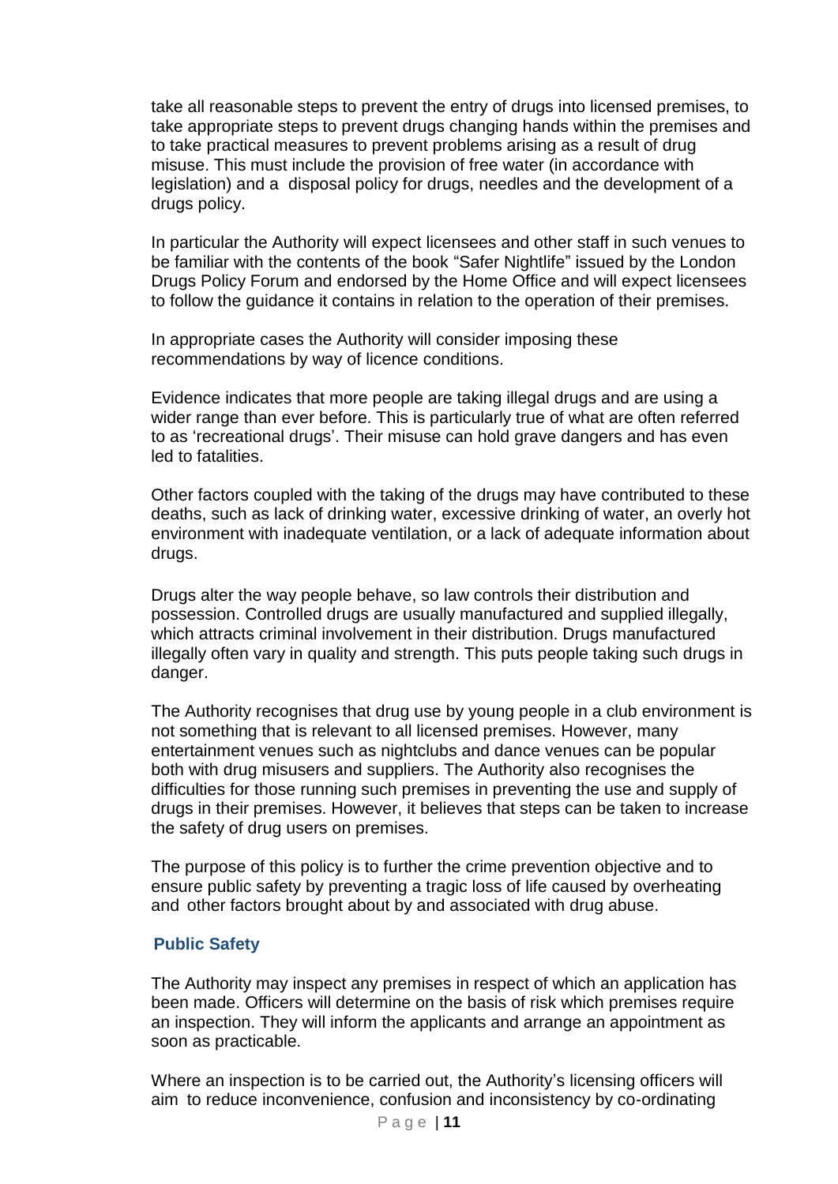take all reasonable steps to prevent the entry of drugs into licensed premises, to take appropriate steps to prevent drugs changing hands within the premises and to take practical measures to prevent problems arising as a result of drug misuse. This must include the provision of free water (in accordance with legislation) and a disposal policy for drugs, needles and the development of a drugs policy.

In particular the Authority will expect licensees and other staff in such venues to be familiar with the contents of the book "Safer Nightlife" issued by the London Drugs Policy Forum and endorsed by the Home Office and will expect licensees to follow the guidance it contains in relation to the operation of their premises.

In appropriate cases the Authority will consider imposing these recommendations by way of licence conditions.

Evidence indicates that more people are taking illegal drugs and are using a wider range than ever before. This is particularly true of what are often referred to as 'recreational drugs'. Their misuse can hold grave dangers and has even led to fatalities.

Other factors coupled with the taking of the drugs may have contributed to these deaths, such as lack of drinking water, excessive drinking of water, an overly hot environment with inadequate ventilation, or a lack of adequate information about drugs.

Drugs alter the way people behave, so law controls their distribution and possession. Controlled drugs are usually manufactured and supplied illegally, which attracts criminal involvement in their distribution. Drugs manufactured illegally often vary in quality and strength. This puts people taking such drugs in danger.

The Authority recognises that drug use by young people in a club environment is not something that is relevant to all licensed premises. However, many entertainment venues such as nightclubs and dance venues can be popular both with drug misusers and suppliers. The Authority also recognises the difficulties for those running such premises in preventing the use and supply of drugs in their premises. However, it believes that steps can be taken to increase the safety of drug users on premises.

The purpose of this policy is to further the crime prevention objective and to ensure public safety by preventing a tragic loss of life caused by overheating and other factors brought about by and associated with drug abuse.

### Public Safety

The Authority may inspect any premises in respect of which an application has been made. Officers will determine on the basis of risk which premises require an inspection. They will inform the applicants and arrange an appointment as soon as practicable.

Where an inspection is to be carried out, the Authority's licensing officers will aim to reduce inconvenience, confusion and inconsistency by co-ordinating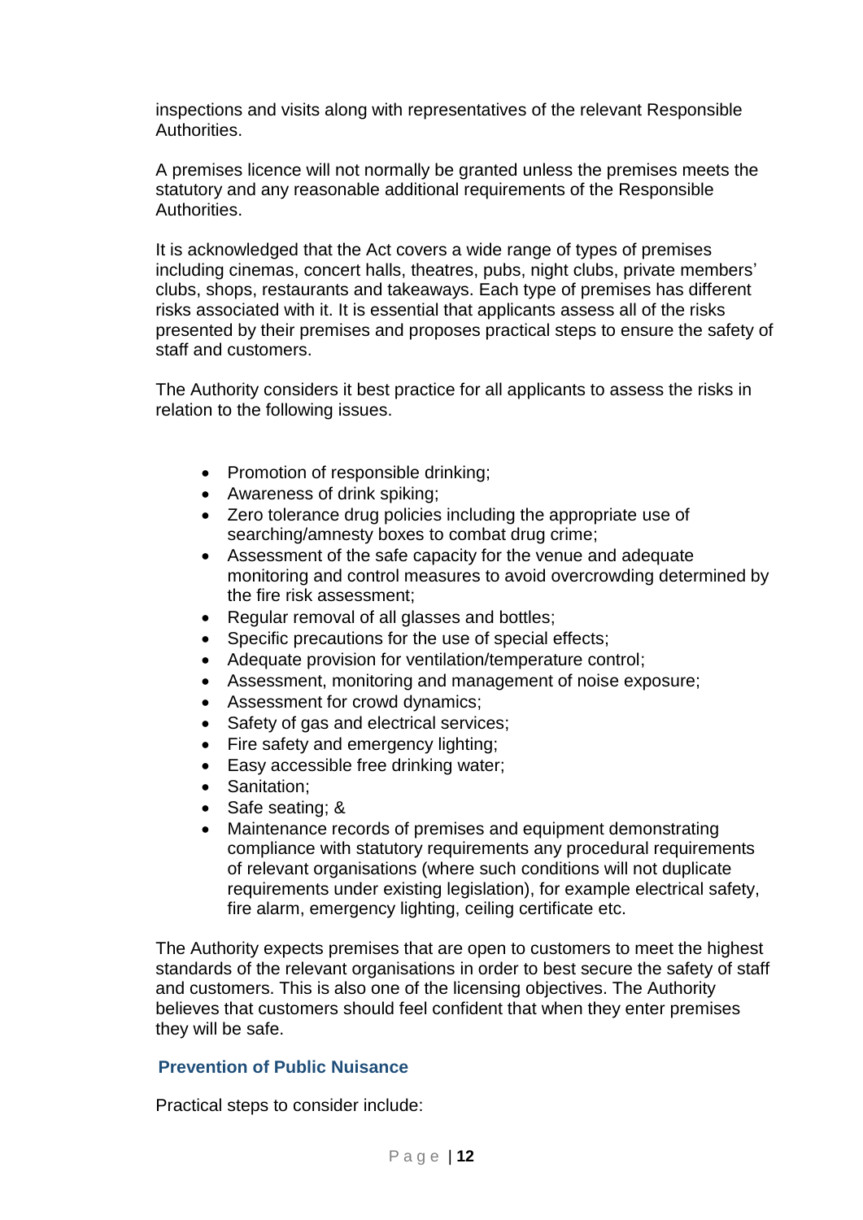inspections and visits along with representatives of the relevant Responsible Authorities.

A premises licence will not normally be granted unless the premises meets the statutory and any reasonable additional requirements of the Responsible Authorities.

It is acknowledged that the Act covers a wide range of types of premises including cinemas, concert halls, theatres, pubs, night clubs, private members' clubs, shops, restaurants and takeaways. Each type of premises has different risks associated with it. It is essential that applicants assess all of the risks presented by their premises and proposes practical steps to ensure the safety of staff and customers.

The Authority considers it best practice for all applicants to assess the risks in relation to the following issues.

- Promotion of responsible drinking;
- Awareness of drink spiking;
- Zero tolerance drug policies including the appropriate use of searching/amnesty boxes to combat drug crime;
- Assessment of the safe capacity for the venue and adequate monitoring and control measures to avoid overcrowding determined by the fire risk assessment;
- Regular removal of all glasses and bottles;
- Specific precautions for the use of special effects;
- Adequate provision for ventilation/temperature control;
- Assessment, monitoring and management of noise exposure;
- Assessment for crowd dynamics;
- Safety of gas and electrical services;
- Fire safety and emergency lighting;
- Easy accessible free drinking water;
- Sanitation;
- Safe seating; &
- Maintenance records of premises and equipment demonstrating compliance with statutory requirements any procedural requirements of relevant organisations (where such conditions will not duplicate requirements under existing legislation), for example electrical safety, fire alarm, emergency lighting, ceiling certificate etc.

The Authority expects premises that are open to customers to meet the highest standards of the relevant organisations in order to best secure the safety of staff and customers. This is also one of the licensing objectives. The Authority believes that customers should feel confident that when they enter premises they will be safe.

### Prevention of Public Nuisance

Practical steps to consider include: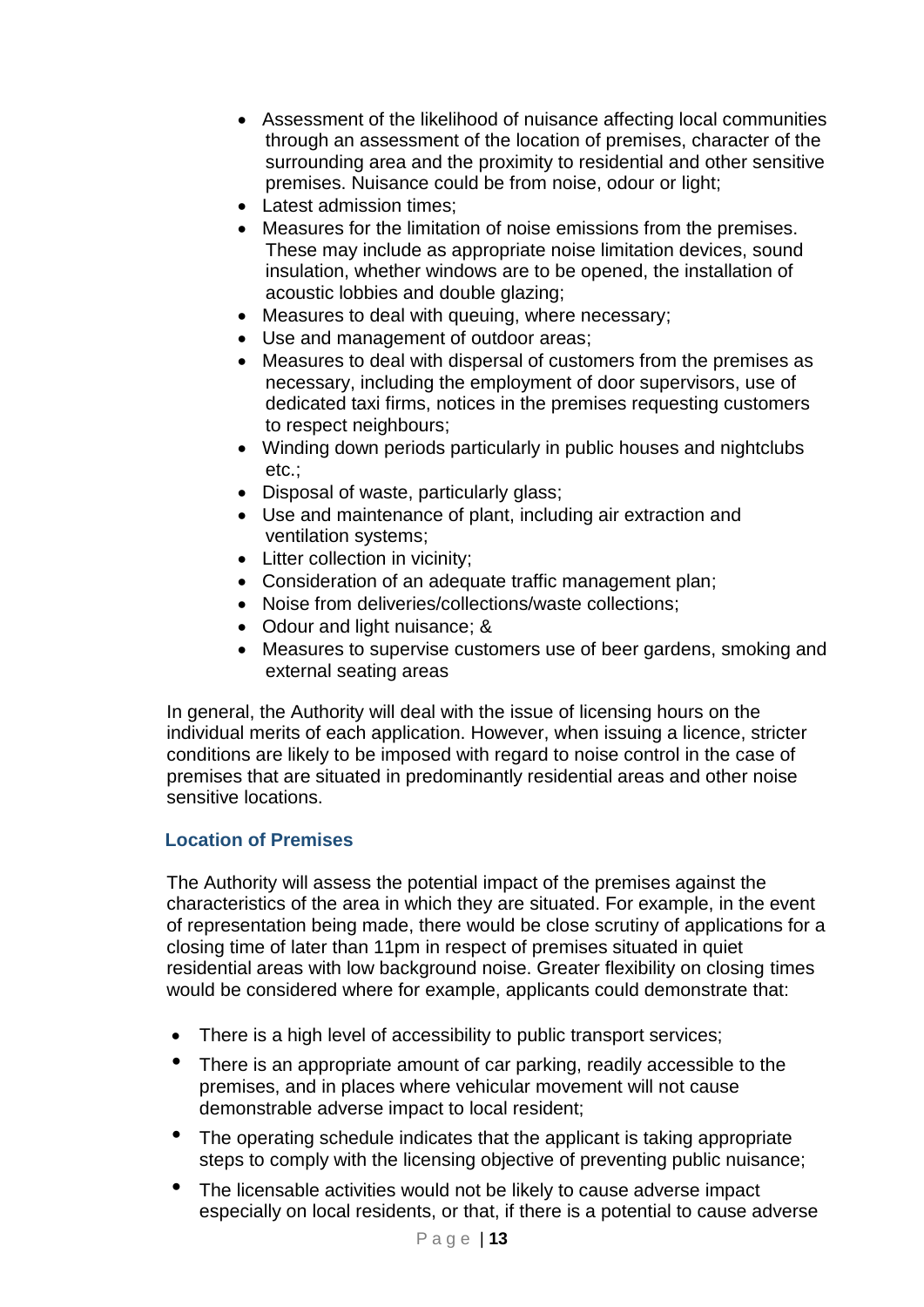- Assessment of the likelihood of nuisance affecting local communities through an assessment of the location of premises, character of the surrounding area and the proximity to residential and other sensitive premises. Nuisance could be from noise, odour or light;
- Latest admission times;
- Measures for the limitation of noise emissions from the premises. These may include as appropriate noise limitation devices, sound insulation, whether windows are to be opened, the installation of acoustic lobbies and double glazing;
- Measures to deal with queuing, where necessary;
- Use and management of outdoor areas;
- Measures to deal with dispersal of customers from the premises as necessary, including the employment of door supervisors, use of dedicated taxi firms, notices in the premises requesting customers to respect neighbours;
- Winding down periods particularly in public houses and nightclubs etc.;
- Disposal of waste, particularly glass;
- Use and maintenance of plant, including air extraction and ventilation systems;
- Litter collection in vicinity;
- Consideration of an adequate traffic management plan;
- Noise from deliveries/collections/waste collections;
- Odour and light nuisance; &
- Measures to supervise customers use of beer gardens, smoking and external seating areas

In general, the Authority will deal with the issue of licensing hours on the individual merits of each application. However, when issuing a licence, stricter conditions are likely to be imposed with regard to noise control in the case of premises that are situated in predominantly residential areas and other noise sensitive locations.

### Location of Premises

The Authority will assess the potential impact of the premises against the characteristics of the area in which they are situated. For example, in the event of representation being made, there would be close scrutiny of applications for a closing time of later than 11pm in respect of premises situated in quiet residential areas with low background noise. Greater flexibility on closing times would be considered where for example, applicants could demonstrate that:

- There is a high level of accessibility to public transport services;
- There is an appropriate amount of car parking, readily accessible to the premises, and in places where vehicular movement will not cause demonstrable adverse impact to local resident;
- The operating schedule indicates that the applicant is taking appropriate steps to comply with the licensing objective of preventing public nuisance;
- The licensable activities would not be likely to cause adverse impact especially on local residents, or that, if there is a potential to cause adverse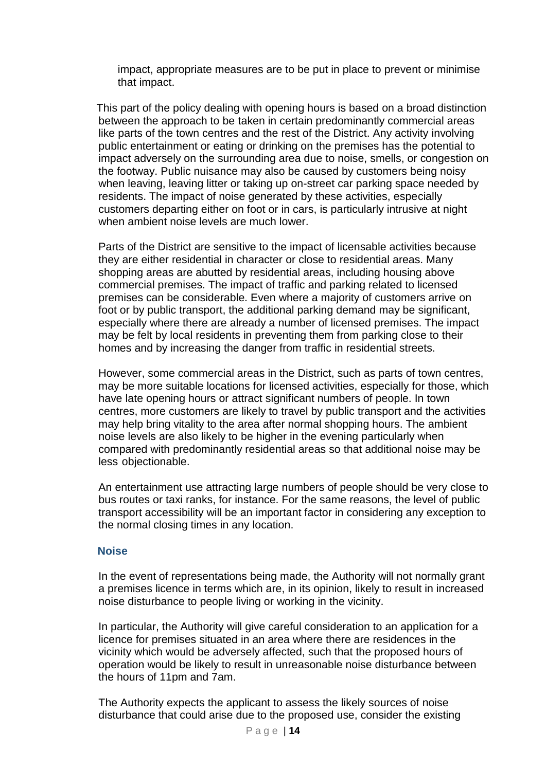impact, appropriate measures are to be put in place to prevent or minimise that impact.

This part of the policy dealing with opening hours is based on a broad distinction between the approach to be taken in certain predominantly commercial areas like parts of the town centres and the rest of the District. Any activity involving public entertainment or eating or drinking on the premises has the potential to impact adversely on the surrounding area due to noise, smells, or congestion on the footway. Public nuisance may also be caused by customers being noisy when leaving, leaving litter or taking up on-street car parking space needed by residents. The impact of noise generated by these activities, especially customers departing either on foot or in cars, is particularly intrusive at night when ambient noise levels are much lower.

Parts of the District are sensitive to the impact of licensable activities because they are either residential in character or close to residential areas. Many shopping areas are abutted by residential areas, including housing above commercial premises. The impact of traffic and parking related to licensed premises can be considerable. Even where a majority of customers arrive on foot or by public transport, the additional parking demand may be significant, especially where there are already a number of licensed premises. The impact may be felt by local residents in preventing them from parking close to their homes and by increasing the danger from traffic in residential streets.

However, some commercial areas in the District, such as parts of town centres, may be more suitable locations for licensed activities, especially for those, which have late opening hours or attract significant numbers of people. In town centres, more customers are likely to travel by public transport and the activities may help bring vitality to the area after normal shopping hours. The ambient noise levels are also likely to be higher in the evening particularly when compared with predominantly residential areas so that additional noise may be less objectionable.

An entertainment use attracting large numbers of people should be very close to bus routes or taxi ranks, for instance. For the same reasons, the level of public transport accessibility will be an important factor in considering any exception to the normal closing times in any location.

### Noise

In the event of representations being made, the Authority will not normally grant a premises licence in terms which are, in its opinion, likely to result in increased noise disturbance to people living or working in the vicinity.

In particular, the Authority will give careful consideration to an application for a licence for premises situated in an area where there are residences in the vicinity which would be adversely affected, such that the proposed hours of operation would be likely to result in unreasonable noise disturbance between the hours of 11pm and 7am.

The Authority expects the applicant to assess the likely sources of noise disturbance that could arise due to the proposed use, consider the existing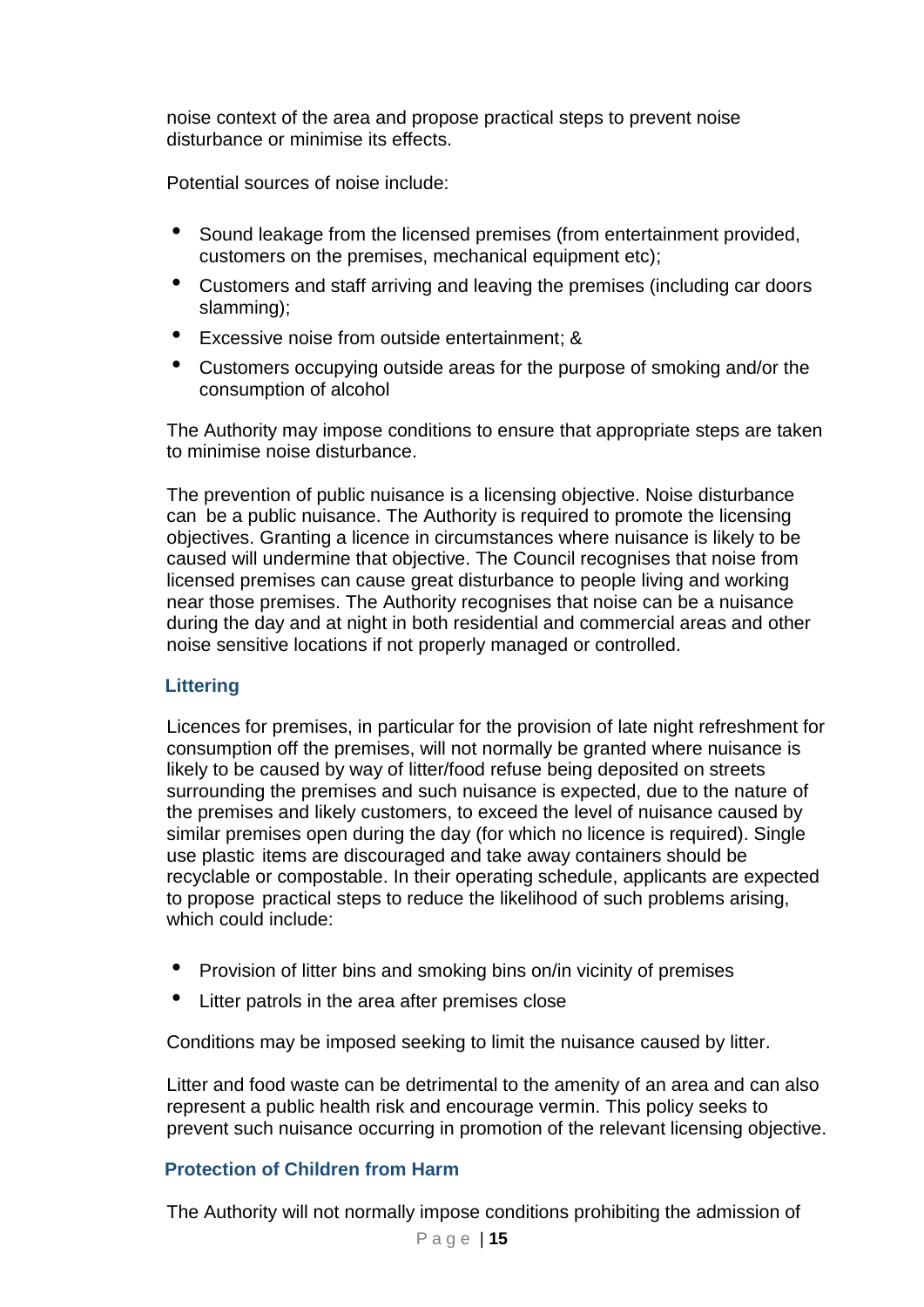noise context of the area and propose practical steps to prevent noise disturbance or minimise its effects.

Potential sources of noise include:

- Sound leakage from the licensed premises (from entertainment provided, customers on the premises, mechanical equipment etc);
- Customers and staff arriving and leaving the premises (including car doors slamming);
- Excessive noise from outside entertainment; &
- Customers occupying outside areas for the purpose of smoking and/or the consumption of alcohol

The Authority may impose conditions to ensure that appropriate steps are taken to minimise noise disturbance.

The prevention of public nuisance is a licensing objective. Noise disturbance can be a public nuisance. The Authority is required to promote the licensing objectives. Granting a licence in circumstances where nuisance is likely to be caused will undermine that objective. The Council recognises that noise from licensed premises can cause great disturbance to people living and working near those premises. The Authority recognises that noise can be a nuisance during the day and at night in both residential and commercial areas and other noise sensitive locations if not properly managed or controlled.

### Littering

Licences for premises, in particular for the provision of late night refreshment for consumption off the premises, will not normally be granted where nuisance is likely to be caused by way of litter/food refuse being deposited on streets surrounding the premises and such nuisance is expected, due to the nature of the premises and likely customers, to exceed the level of nuisance caused by similar premises open during the day (for which no licence is required). Single use plastic items are discouraged and take away containers should be recyclable or compostable. In their operating schedule, applicants are expected to propose practical steps to reduce the likelihood of such problems arising, which could include:

- Provision of litter bins and smoking bins on/in vicinity of premises
- Litter patrols in the area after premises close

Conditions may be imposed seeking to limit the nuisance caused by litter.

Litter and food waste can be detrimental to the amenity of an area and can also represent a public health risk and encourage vermin. This policy seeks to prevent such nuisance occurring in promotion of the relevant licensing objective.

### Protection of Children from Harm

The Authority will not normally impose conditions prohibiting the admission of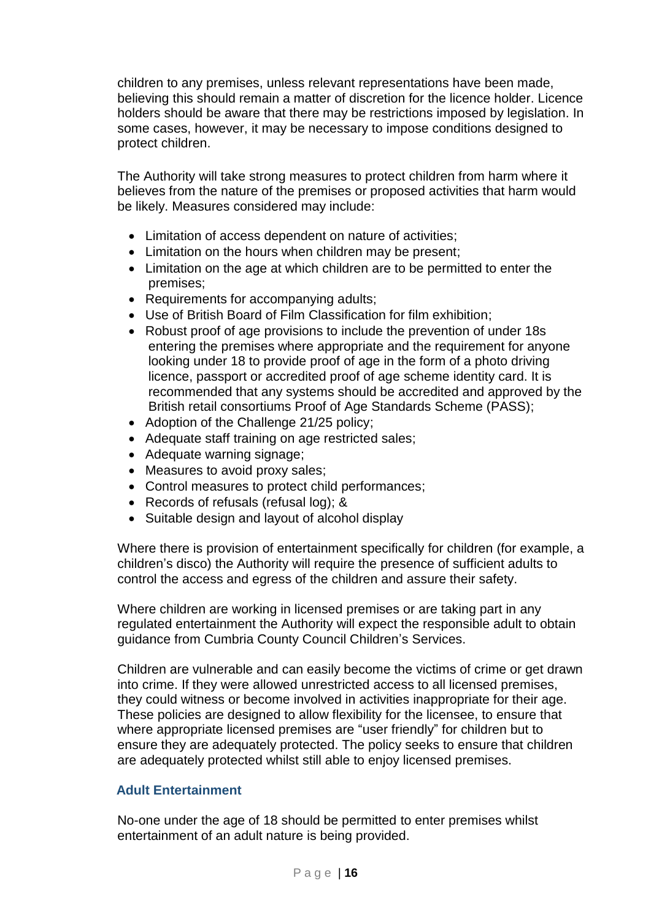children to any premises, unless relevant representations have been made, believing this should remain a matter of discretion for the licence holder. Licence holders should be aware that there may be restrictions imposed by legislation. In some cases, however, it may be necessary to impose conditions designed to protect children.

The Authority will take strong measures to protect children from harm where it believes from the nature of the premises or proposed activities that harm would be likely. Measures considered may include:

- Limitation of access dependent on nature of activities;
- Limitation on the hours when children may be present;
- Limitation on the age at which children are to be permitted to enter the premises;
- Requirements for accompanying adults;
- Use of British Board of Film Classification for film exhibition;
- Robust proof of age provisions to include the prevention of under 18s entering the premises where appropriate and the requirement for anyone looking under 18 to provide proof of age in the form of a photo driving licence, passport or accredited proof of age scheme identity card. It is recommended that any systems should be accredited and approved by the British retail consortiums Proof of Age Standards Scheme (PASS);
- Adoption of the Challenge 21/25 policy;
- Adequate staff training on age restricted sales;
- Adequate warning signage;
- Measures to avoid proxy sales;
- Control measures to protect child performances;
- Records of refusals (refusal log); &
- Suitable design and layout of alcohol display

Where there is provision of entertainment specifically for children (for example, a children's disco) the Authority will require the presence of sufficient adults to control the access and egress of the children and assure their safety.

Where children are working in licensed premises or are taking part in any regulated entertainment the Authority will expect the responsible adult to obtain guidance from Cumbria County Council Children's Services.

Children are vulnerable and can easily become the victims of crime or get drawn into crime. If they were allowed unrestricted access to all licensed premises, they could witness or become involved in activities inappropriate for their age. These policies are designed to allow flexibility for the licensee, to ensure that where appropriate licensed premises are "user friendly" for children but to ensure they are adequately protected. The policy seeks to ensure that children are adequately protected whilst still able to enjoy licensed premises.

### Adult Entertainment

No-one under the age of 18 should be permitted to enter premises whilst entertainment of an adult nature is being provided.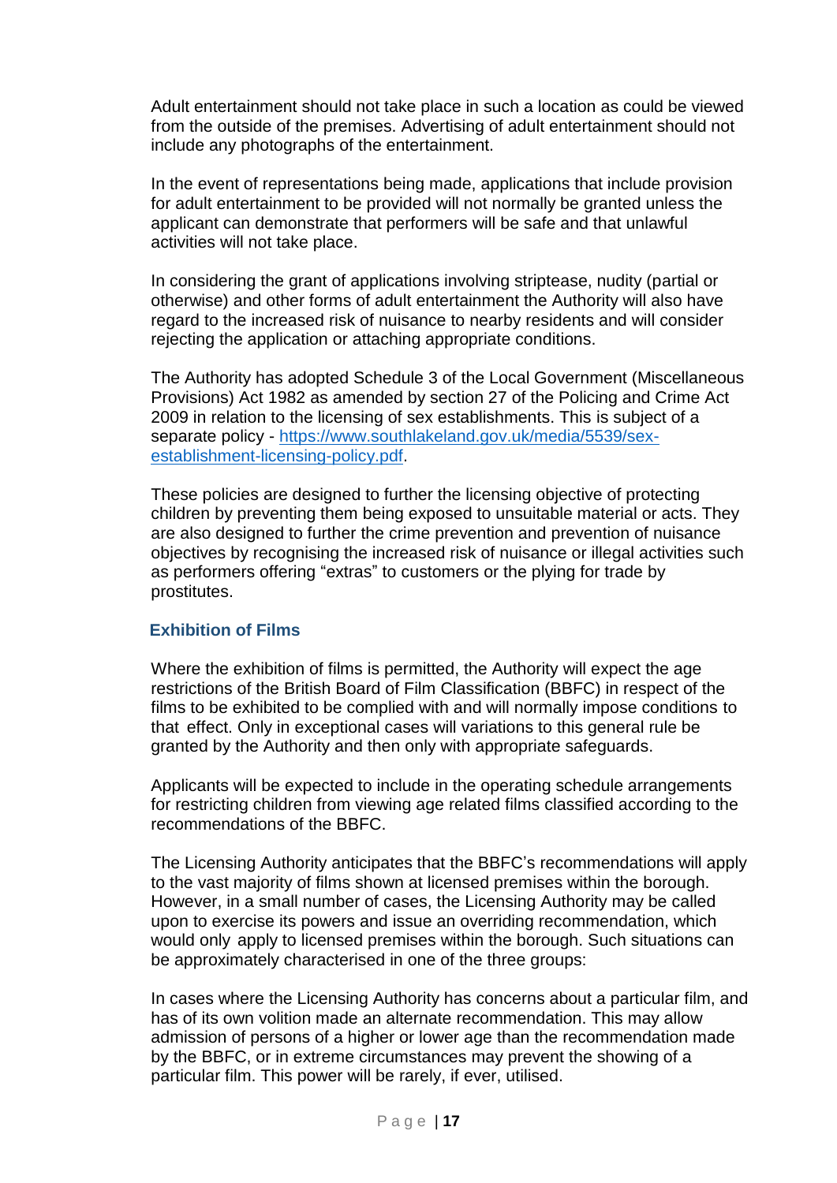Adult entertainment should not take place in such a location as could be viewed from the outside of the premises. Advertising of adult entertainment should not include any photographs of the entertainment.

In the event of representations being made, applications that include provision for adult entertainment to be provided will not normally be granted unless the applicant can demonstrate that performers will be safe and that unlawful activities will not take place.

In considering the grant of applications involving striptease, nudity (partial or otherwise) and other forms of adult entertainment the Authority will also have regard to the increased risk of nuisance to nearby residents and will consider rejecting the application or attaching appropriate conditions.

The Authority has adopted Schedule 3 of the Local Government (Miscellaneous Provisions) Act 1982 as amended by section 27 of the Policing and Crime Act 2009 in relation to the licensing of sex establishments. This is subject of a separate policy - [https://www.southlakeland.gov.uk/media/5539/sex-establishment-licensing-policy.pdf](https://www.southlakeland.gov.uk/media/5539/sex-establishment-licensing-policy.pdf).

These policies are designed to further the licensing objective of protecting children by preventing them being exposed to unsuitable material or acts. They are also designed to further the crime prevention and prevention of nuisance objectives by recognising the increased risk of nuisance or illegal activities such as performers offering "extras" to customers or the plying for trade by prostitutes.

## Exhibition of Films

Where the exhibition of films is permitted, the Authority will expect the age restrictions of the British Board of Film Classification (BBFC) in respect of the films to be exhibited to be complied with and will normally impose conditions to that effect. Only in exceptional cases will variations to this general rule be granted by the Authority and then only with appropriate safeguards.

Applicants will be expected to include in the operating schedule arrangements for restricting children from viewing age related films classified according to the recommendations of the BBFC.

The Licensing Authority anticipates that the BBFC's recommendations will apply to the vast majority of films shown at licensed premises within the borough. However, in a small number of cases, the Licensing Authority may be called upon to exercise its powers and issue an overriding recommendation, which would only apply to licensed premises within the borough. Such situations can be approximately characterised in one of the three groups:

In cases where the Licensing Authority has concerns about a particular film, and has of its own volition made an alternate recommendation. This may allow admission of persons of a higher or lower age than the recommendation made by the BBFC, or in extreme circumstances may prevent the showing of a particular film. This power will be rarely, if ever, utilised.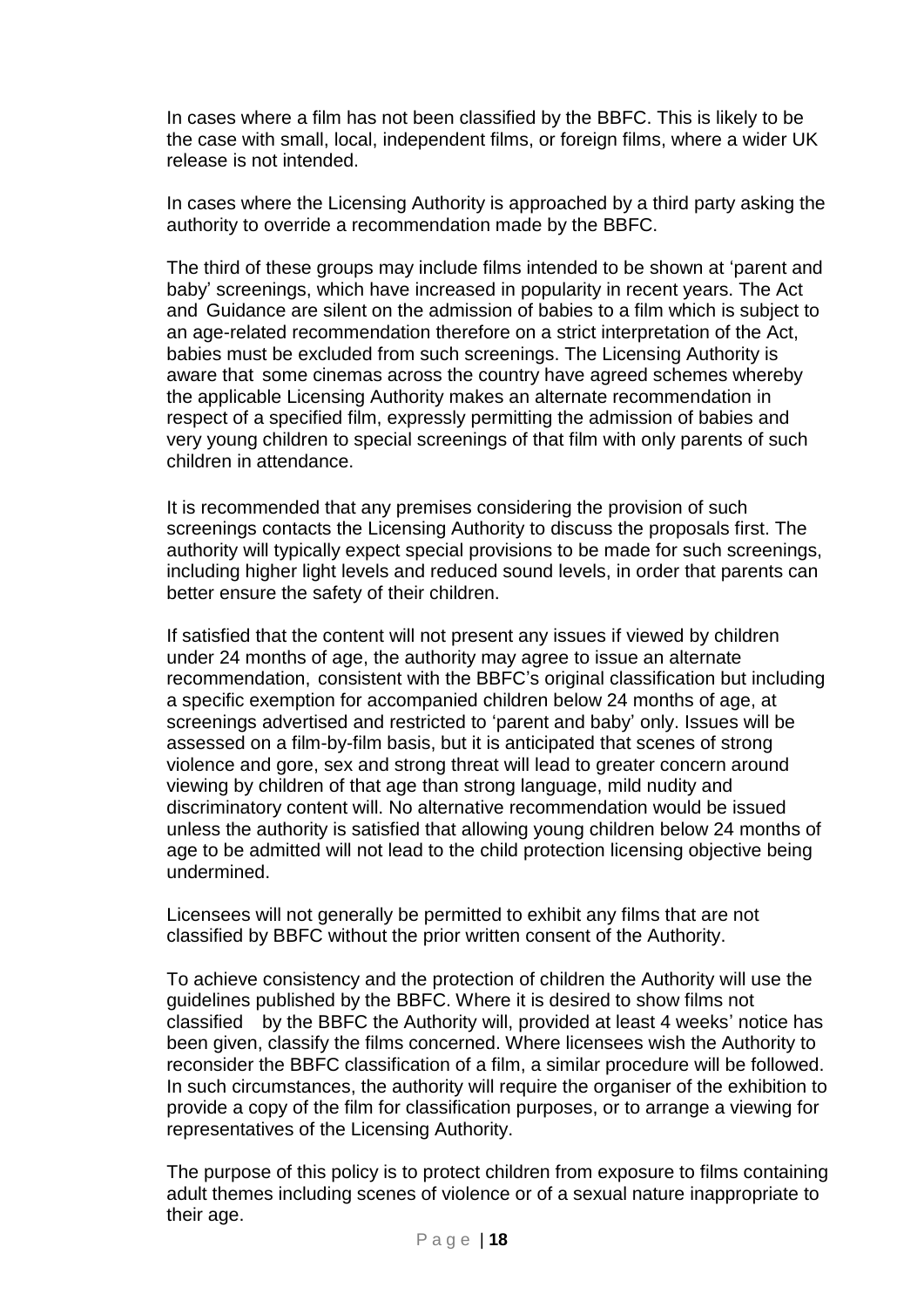In cases where a film has not been classified by the BBFC. This is likely to be the case with small, local, independent films, or foreign films, where a wider UK release is not intended.

In cases where the Licensing Authority is approached by a third party asking the authority to override a recommendation made by the BBFC.

The third of these groups may include films intended to be shown at 'parent and baby' screenings, which have increased in popularity in recent years. The Act and Guidance are silent on the admission of babies to a film which is subject to an age-related recommendation therefore on a strict interpretation of the Act, babies must be excluded from such screenings. The Licensing Authority is aware that some cinemas across the country have agreed schemes whereby the applicable Licensing Authority makes an alternate recommendation in respect of a specified film, expressly permitting the admission of babies and very young children to special screenings of that film with only parents of such children in attendance.

It is recommended that any premises considering the provision of such screenings contacts the Licensing Authority to discuss the proposals first. The authority will typically expect special provisions to be made for such screenings, including higher light levels and reduced sound levels, in order that parents can better ensure the safety of their children.

If satisfied that the content will not present any issues if viewed by children under 24 months of age, the authority may agree to issue an alternate recommendation, consistent with the BBFC's original classification but including a specific exemption for accompanied children below 24 months of age, at screenings advertised and restricted to 'parent and baby' only. Issues will be assessed on a film-by-film basis, but it is anticipated that scenes of strong violence and gore, sex and strong threat will lead to greater concern around viewing by children of that age than strong language, mild nudity and discriminatory content will. No alternative recommendation would be issued unless the authority is satisfied that allowing young children below 24 months of age to be admitted will not lead to the child protection licensing objective being undermined.

Licensees will not generally be permitted to exhibit any films that are not classified by BBFC without the prior written consent of the Authority.

To achieve consistency and the protection of children the Authority will use the guidelines published by the BBFC. Where it is desired to show films not classified by the BBFC the Authority will, provided at least 4 weeks' notice has been given, classify the films concerned. Where licensees wish the Authority to reconsider the BBFC classification of a film, a similar procedure will be followed. In such circumstances, the authority will require the organiser of the exhibition to provide a copy of the film for classification purposes, or to arrange a viewing for representatives of the Licensing Authority.

The purpose of this policy is to protect children from exposure to films containing adult themes including scenes of violence or of a sexual nature inappropriate to their age.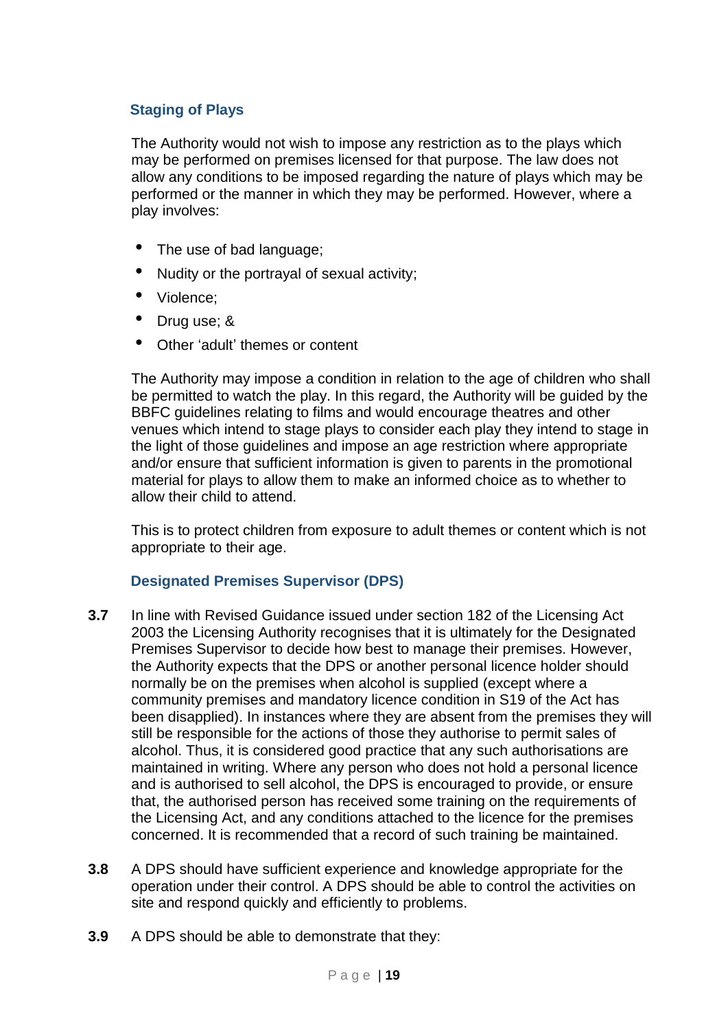### Staging of Plays

The Authority would not wish to impose any restriction as to the plays which may be performed on premises licensed for that purpose. The law does not allow any conditions to be imposed regarding the nature of plays which may be performed or the manner in which they may be performed. However, where a play involves:

- The use of bad language;
- Nudity or the portrayal of sexual activity;
- Violence;
- Drug use; &
- Other 'adult' themes or content

The Authority may impose a condition in relation to the age of children who shall be permitted to watch the play. In this regard, the Authority will be guided by the BBFC guidelines relating to films and would encourage theatres and other venues which intend to stage plays to consider each play they intend to stage in the light of those guidelines and impose an age restriction where appropriate and/or ensure that sufficient information is given to parents in the promotional material for plays to allow them to make an informed choice as to whether to allow their child to attend.

This is to protect children from exposure to adult themes or content which is not appropriate to their age.

### Designated Premises Supervisor (DPS)

**3.7** In line with Revised Guidance issued under section 182 of the Licensing Act 2003 the Licensing Authority recognises that it is ultimately for the Designated Premises Supervisor to decide how best to manage their premises. However, the Authority expects that the DPS or another personal licence holder should normally be on the premises when alcohol is supplied (except where a community premises and mandatory licence condition in S19 of the Act has been disapplied). In instances where they are absent from the premises they will still be responsible for the actions of those they authorise to permit sales of alcohol. Thus, it is considered good practice that any such authorisations are maintained in writing. Where any person who does not hold a personal licence and is authorised to sell alcohol, the DPS is encouraged to provide, or ensure that, the authorised person has received some training on the requirements of the Licensing Act, and any conditions attached to the licence for the premises concerned. It is recommended that a record of such training be maintained.

**3.8** A DPS should have sufficient experience and knowledge appropriate for the operation under their control. A DPS should be able to control the activities on site and respond quickly and efficiently to problems.

**3.9** A DPS should be able to demonstrate that they: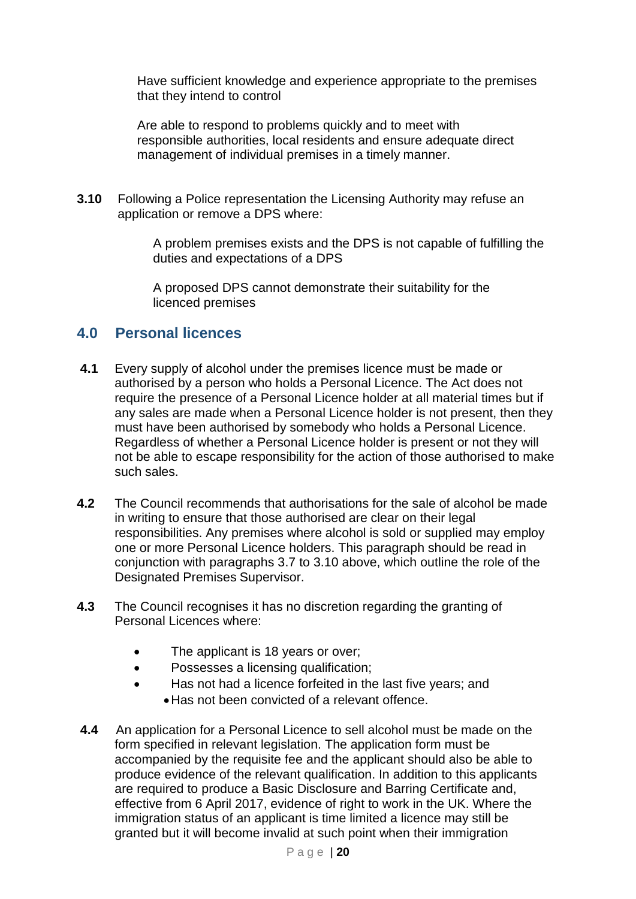Have sufficient knowledge and experience appropriate to the premises that they intend to control

Are able to respond to problems quickly and to meet with responsible authorities, local residents and ensure adequate direct management of individual premises in a timely manner.

**3.10** Following a Police representation the Licensing Authority may refuse an application or remove a DPS where:

A problem premises exists and the DPS is not capable of fulfilling the duties and expectations of a DPS

A proposed DPS cannot demonstrate their suitability for the licenced premises

## 4.0 Personal licences

**4.1** Every supply of alcohol under the premises licence must be made or authorised by a person who holds a Personal Licence. The Act does not require the presence of a Personal Licence holder at all material times but if any sales are made when a Personal Licence holder is not present, then they must have been authorised by somebody who holds a Personal Licence. Regardless of whether a Personal Licence holder is present or not they will not be able to escape responsibility for the action of those authorised to make such sales.

**4.2** The Council recommends that authorisations for the sale of alcohol be made in writing to ensure that those authorised are clear on their legal responsibilities. Any premises where alcohol is sold or supplied may employ one or more Personal Licence holders. This paragraph should be read in conjunction with paragraphs 3.7 to 3.10 above, which outline the role of the Designated Premises Supervisor.

**4.3** The Council recognises it has no discretion regarding the granting of Personal Licences where:

- The applicant is 18 years or over;
- Possesses a licensing qualification;
- Has not had a licence forfeited in the last five years; and
- Has not been convicted of a relevant offence.

**4.4** An application for a Personal Licence to sell alcohol must be made on the form specified in relevant legislation. The application form must be accompanied by the requisite fee and the applicant should also be able to produce evidence of the relevant qualification. In addition to this applicants are required to produce a Basic Disclosure and Barring Certificate and, effective from 6 April 2017, evidence of right to work in the UK. Where the immigration status of an applicant is time limited a licence may still be granted but it will become invalid at such point when their immigration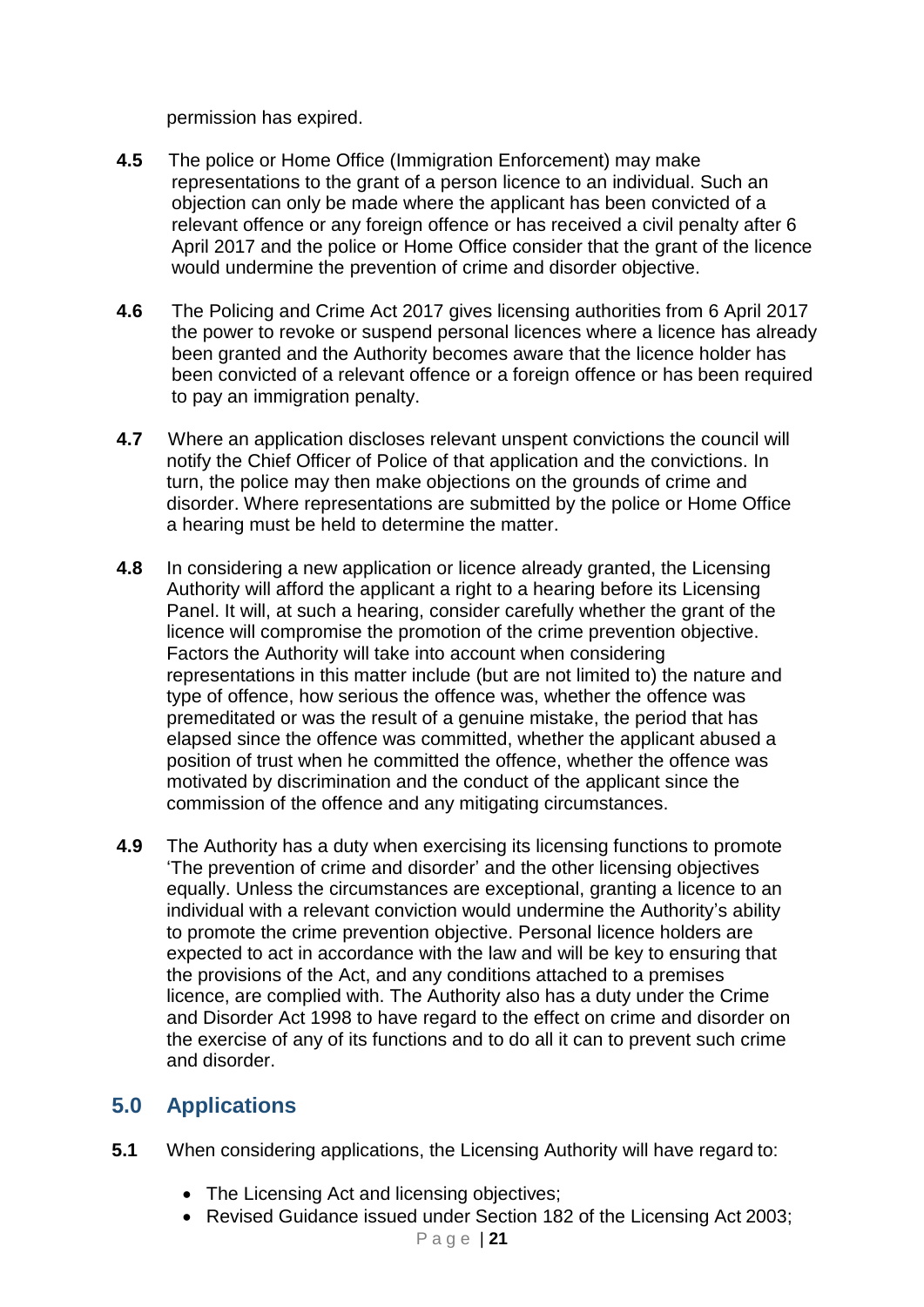permission has expired.

**4.5** The police or Home Office (Immigration Enforcement) may make representations to the grant of a person licence to an individual. Such an objection can only be made where the applicant has been convicted of a relevant offence or any foreign offence or has received a civil penalty after 6 April 2017 and the police or Home Office consider that the grant of the licence would undermine the prevention of crime and disorder objective.

**4.6** The Policing and Crime Act 2017 gives licensing authorities from 6 April 2017 the power to revoke or suspend personal licences where a licence has already been granted and the Authority becomes aware that the licence holder has been convicted of a relevant offence or a foreign offence or has been required to pay an immigration penalty.

**4.7** Where an application discloses relevant unspent convictions the council will notify the Chief Officer of Police of that application and the convictions. In turn, the police may then make objections on the grounds of crime and disorder. Where representations are submitted by the police or Home Office a hearing must be held to determine the matter.

**4.8** In considering a new application or licence already granted, the Licensing Authority will afford the applicant a right to a hearing before its Licensing Panel. It will, at such a hearing, consider carefully whether the grant of the licence will compromise the promotion of the crime prevention objective. Factors the Authority will take into account when considering representations in this matter include (but are not limited to) the nature and type of offence, how serious the offence was, whether the offence was premeditated or was the result of a genuine mistake, the period that has elapsed since the offence was committed, whether the applicant abused a position of trust when he committed the offence, whether the offence was motivated by discrimination and the conduct of the applicant since the commission of the offence and any mitigating circumstances.

**4.9** The Authority has a duty when exercising its licensing functions to promote 'The prevention of crime and disorder' and the other licensing objectives equally. Unless the circumstances are exceptional, granting a licence to an individual with a relevant conviction would undermine the Authority's ability to promote the crime prevention objective. Personal licence holders are expected to act in accordance with the law and will be key to ensuring that the provisions of the Act, and any conditions attached to a premises licence, are complied with. The Authority also has a duty under the Crime and Disorder Act 1998 to have regard to the effect on crime and disorder on the exercise of any of its functions and to do all it can to prevent such crime and disorder.

## 5.0 Applications

**5.1** When considering applications, the Licensing Authority will have regard to:

- The Licensing Act and licensing objectives;
- Revised Guidance issued under Section 182 of the Licensing Act 2003;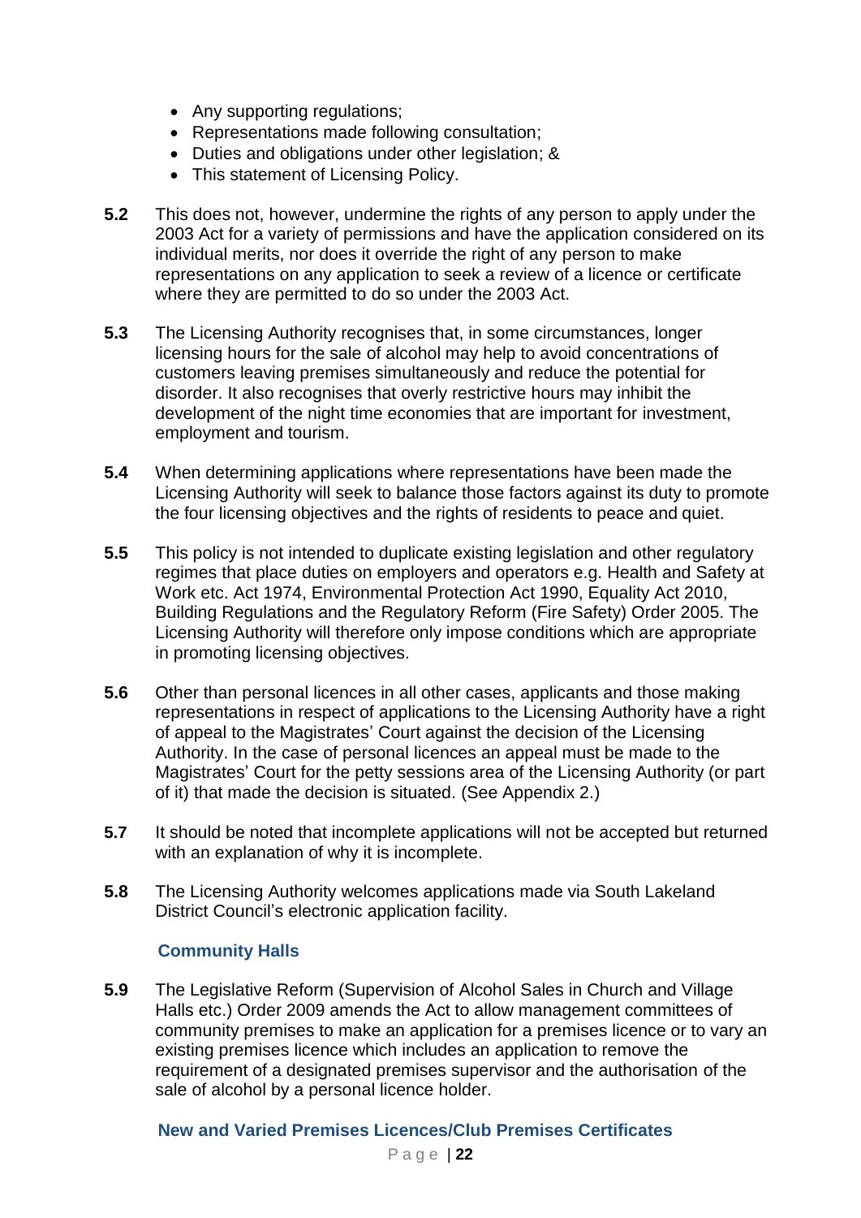- Any supporting regulations;
- Representations made following consultation;
- Duties and obligations under other legislation; &
- This statement of Licensing Policy.

**5.2** This does not, however, undermine the rights of any person to apply under the 2003 Act for a variety of permissions and have the application considered on its individual merits, nor does it override the right of any person to make representations on any application to seek a review of a licence or certificate where they are permitted to do so under the 2003 Act.

**5.3** The Licensing Authority recognises that, in some circumstances, longer licensing hours for the sale of alcohol may help to avoid concentrations of customers leaving premises simultaneously and reduce the potential for disorder. It also recognises that overly restrictive hours may inhibit the development of the night time economies that are important for investment, employment and tourism.

**5.4** When determining applications where representations have been made the Licensing Authority will seek to balance those factors against its duty to promote the four licensing objectives and the rights of residents to peace and quiet.

**5.5** This policy is not intended to duplicate existing legislation and other regulatory regimes that place duties on employers and operators e.g. Health and Safety at Work etc. Act 1974, Environmental Protection Act 1990, Equality Act 2010, Building Regulations and the Regulatory Reform (Fire Safety) Order 2005. The Licensing Authority will therefore only impose conditions which are appropriate in promoting licensing objectives.

**5.6** Other than personal licences in all other cases, applicants and those making representations in respect of applications to the Licensing Authority have a right of appeal to the Magistrates' Court against the decision of the Licensing Authority. In the case of personal licences an appeal must be made to the Magistrates' Court for the petty sessions area of the Licensing Authority (or part of it) that made the decision is situated. (See Appendix 2.)

**5.7** It should be noted that incomplete applications will not be accepted but returned with an explanation of why it is incomplete.

**5.8** The Licensing Authority welcomes applications made via South Lakeland District Council's electronic application facility.

### Community Halls

**5.9** The Legislative Reform (Supervision of Alcohol Sales in Church and Village Halls etc.) Order 2009 amends the Act to allow management committees of community premises to make an application for a premises licence or to vary an existing premises licence which includes an application to remove the requirement of a designated premises supervisor and the authorisation of the sale of alcohol by a personal licence holder.

### New and Varied Premises Licences/Club Premises Certificates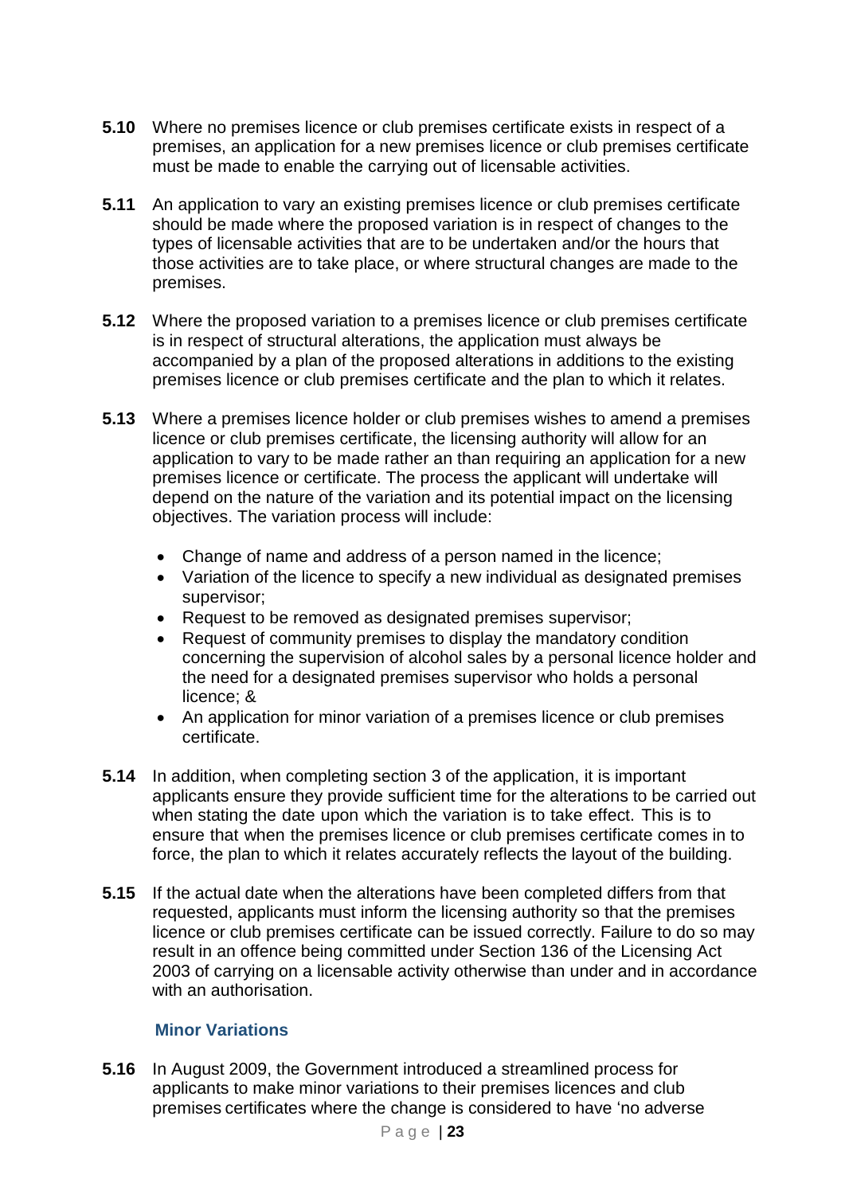**5.10** Where no premises licence or club premises certificate exists in respect of a premises, an application for a new premises licence or club premises certificate must be made to enable the carrying out of licensable activities.

**5.11** An application to vary an existing premises licence or club premises certificate should be made where the proposed variation is in respect of changes to the types of licensable activities that are to be undertaken and/or the hours that those activities are to take place, or where structural changes are made to the premises.

**5.12** Where the proposed variation to a premises licence or club premises certificate is in respect of structural alterations, the application must always be accompanied by a plan of the proposed alterations in additions to the existing premises licence or club premises certificate and the plan to which it relates.

**5.13** Where a premises licence holder or club premises wishes to amend a premises licence or club premises certificate, the licensing authority will allow for an application to vary to be made rather an than requiring an application for a new premises licence or certificate. The process the applicant will undertake will depend on the nature of the variation and its potential impact on the licensing objectives. The variation process will include:

- Change of name and address of a person named in the licence;
- Variation of the licence to specify a new individual as designated premises supervisor;
- Request to be removed as designated premises supervisor;
- Request of community premises to display the mandatory condition concerning the supervision of alcohol sales by a personal licence holder and the need for a designated premises supervisor who holds a personal licence; &
- An application for minor variation of a premises licence or club premises certificate.

**5.14** In addition, when completing section 3 of the application, it is important applicants ensure they provide sufficient time for the alterations to be carried out when stating the date upon which the variation is to take effect. This is to ensure that when the premises licence or club premises certificate comes in to force, the plan to which it relates accurately reflects the layout of the building.

**5.15** If the actual date when the alterations have been completed differs from that requested, applicants must inform the licensing authority so that the premises licence or club premises certificate can be issued correctly. Failure to do so may result in an offence being committed under Section 136 of the Licensing Act 2003 of carrying on a licensable activity otherwise than under and in accordance with an authorisation.

### Minor Variations

**5.16** In August 2009, the Government introduced a streamlined process for applicants to make minor variations to their premises licences and club premises certificates where the change is considered to have 'no adverse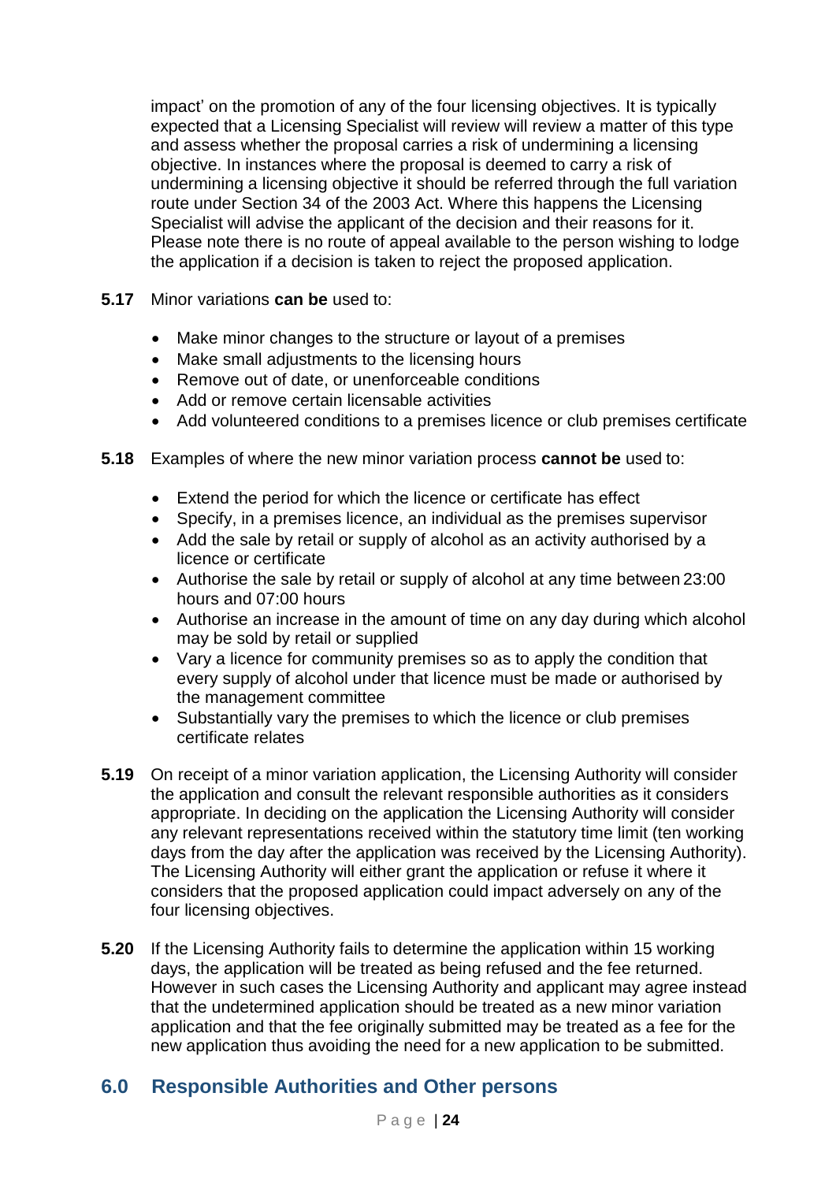impact' on the promotion of any of the four licensing objectives. It is typically expected that a Licensing Specialist will review will review a matter of this type and assess whether the proposal carries a risk of undermining a licensing objective. In instances where the proposal is deemed to carry a risk of undermining a licensing objective it should be referred through the full variation route under Section 34 of the 2003 Act. Where this happens the Licensing Specialist will advise the applicant of the decision and their reasons for it. Please note there is no route of appeal available to the person wishing to lodge the application if a decision is taken to reject the proposed application.

**5.17** Minor variations **can be** used to:

- Make minor changes to the structure or layout of a premises
- Make small adjustments to the licensing hours
- Remove out of date, or unenforceable conditions
- Add or remove certain licensable activities
- Add volunteered conditions to a premises licence or club premises certificate

**5.18** Examples of where the new minor variation process **cannot be** used to:

- Extend the period for which the licence or certificate has effect
- Specify, in a premises licence, an individual as the premises supervisor
- Add the sale by retail or supply of alcohol as an activity authorised by a licence or certificate
- Authorise the sale by retail or supply of alcohol at any time between 23:00 hours and 07:00 hours
- Authorise an increase in the amount of time on any day during which alcohol may be sold by retail or supplied
- Vary a licence for community premises so as to apply the condition that every supply of alcohol under that licence must be made or authorised by the management committee
- Substantially vary the premises to which the licence or club premises certificate relates

**5.19** On receipt of a minor variation application, the Licensing Authority will consider the application and consult the relevant responsible authorities as it considers appropriate. In deciding on the application the Licensing Authority will consider any relevant representations received within the statutory time limit (ten working days from the day after the application was received by the Licensing Authority). The Licensing Authority will either grant the application or refuse it where it considers that the proposed application could impact adversely on any of the four licensing objectives.

**5.20** If the Licensing Authority fails to determine the application within 15 working days, the application will be treated as being refused and the fee returned. However in such cases the Licensing Authority and applicant may agree instead that the undetermined application should be treated as a new minor variation application and that the fee originally submitted may be treated as a fee for the new application thus avoiding the need for a new application to be submitted.

## 6.0 Responsible Authorities and Other persons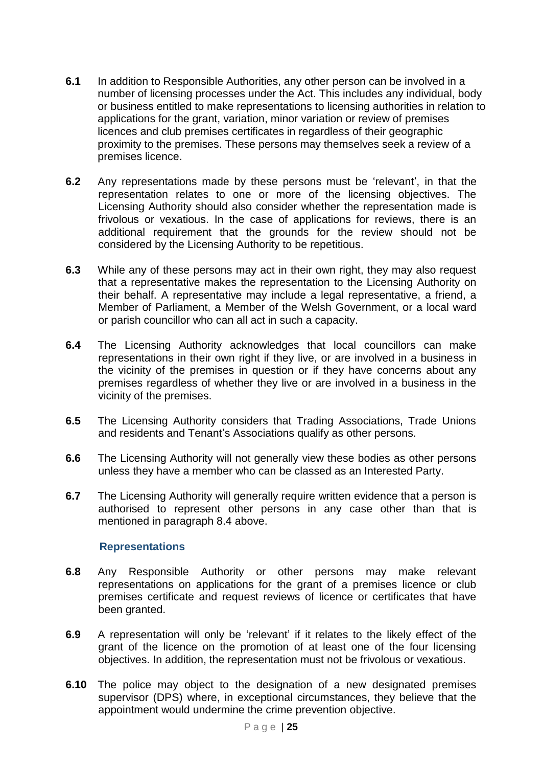**6.1** In addition to Responsible Authorities, any other person can be involved in a number of licensing processes under the Act. This includes any individual, body or business entitled to make representations to licensing authorities in relation to applications for the grant, variation, minor variation or review of premises licences and club premises certificates in regardless of their geographic proximity to the premises. These persons may themselves seek a review of a premises licence.

**6.2** Any representations made by these persons must be 'relevant', in that the representation relates to one or more of the licensing objectives. The Licensing Authority should also consider whether the representation made is frivolous or vexatious. In the case of applications for reviews, there is an additional requirement that the grounds for the review should not be considered by the Licensing Authority to be repetitious.

**6.3** While any of these persons may act in their own right, they may also request that a representative makes the representation to the Licensing Authority on their behalf. A representative may include a legal representative, a friend, a Member of Parliament, a Member of the Welsh Government, or a local ward or parish councillor who can all act in such a capacity.

**6.4** The Licensing Authority acknowledges that local councillors can make representations in their own right if they live, or are involved in a business in the vicinity of the premises in question or if they have concerns about any premises regardless of whether they live or are involved in a business in the vicinity of the premises.

**6.5** The Licensing Authority considers that Trading Associations, Trade Unions and residents and Tenant's Associations qualify as other persons.

**6.6** The Licensing Authority will not generally view these bodies as other persons unless they have a member who can be classed as an Interested Party.

**6.7** The Licensing Authority will generally require written evidence that a person is authorised to represent other persons in any case other than that is mentioned in paragraph 8.4 above.

### Representations

**6.8** Any Responsible Authority or other persons may make relevant representations on applications for the grant of a premises licence or club premises certificate and request reviews of licence or certificates that have been granted.

**6.9** A representation will only be 'relevant' if it relates to the likely effect of the grant of the licence on the promotion of at least one of the four licensing objectives. In addition, the representation must not be frivolous or vexatious.

**6.10** The police may object to the designation of a new designated premises supervisor (DPS) where, in exceptional circumstances, they believe that the appointment would undermine the crime prevention objective.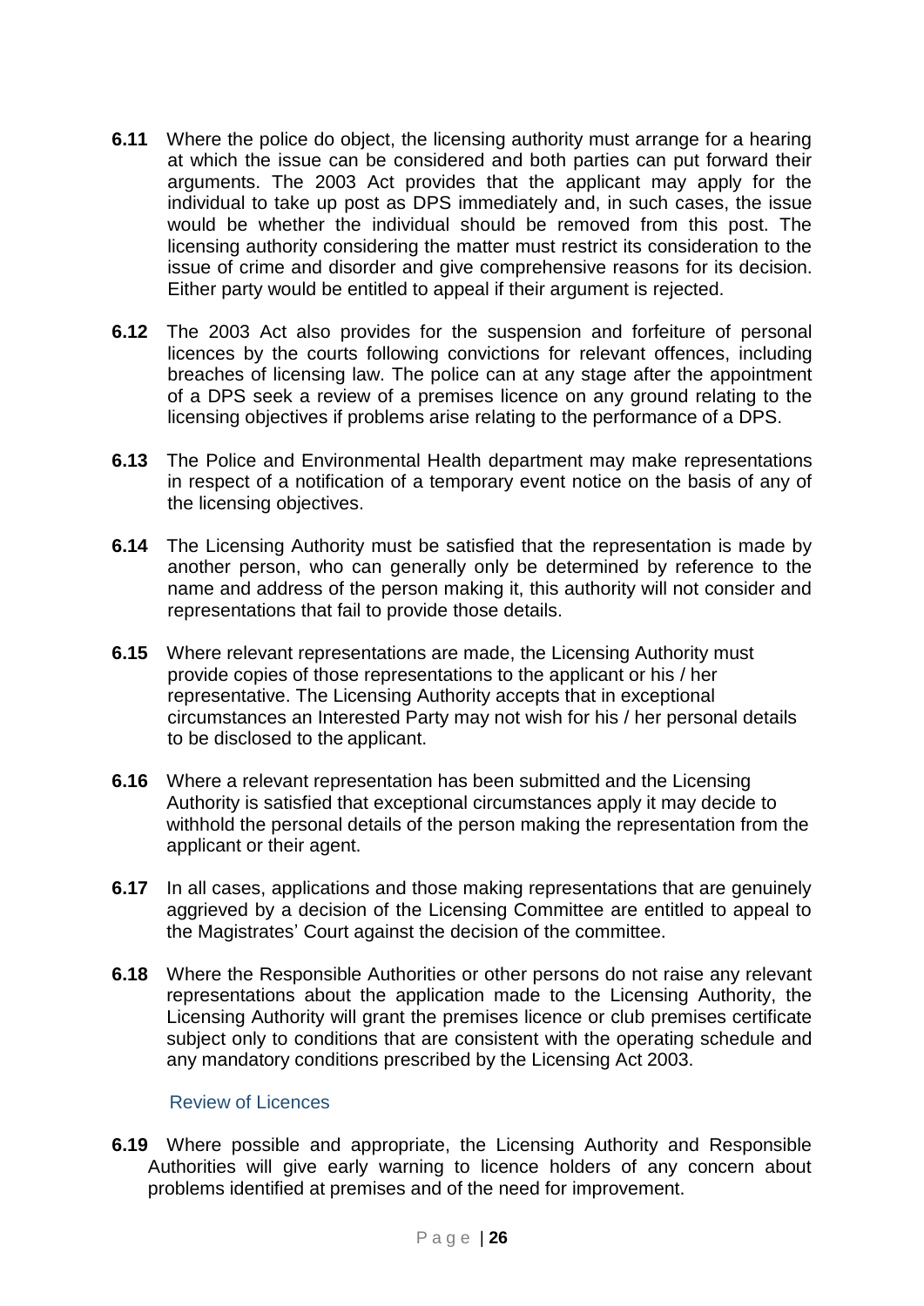**6.11** Where the police do object, the licensing authority must arrange for a hearing at which the issue can be considered and both parties can put forward their arguments. The 2003 Act provides that the applicant may apply for the individual to take up post as DPS immediately and, in such cases, the issue would be whether the individual should be removed from this post. The licensing authority considering the matter must restrict its consideration to the issue of crime and disorder and give comprehensive reasons for its decision. Either party would be entitled to appeal if their argument is rejected.

**6.12** The 2003 Act also provides for the suspension and forfeiture of personal licences by the courts following convictions for relevant offences, including breaches of licensing law. The police can at any stage after the appointment of a DPS seek a review of a premises licence on any ground relating to the licensing objectives if problems arise relating to the performance of a DPS.

**6.13** The Police and Environmental Health department may make representations in respect of a notification of a temporary event notice on the basis of any of the licensing objectives.

**6.14** The Licensing Authority must be satisfied that the representation is made by another person, who can generally only be determined by reference to the name and address of the person making it, this authority will not consider and representations that fail to provide those details.

**6.15** Where relevant representations are made, the Licensing Authority must provide copies of those representations to the applicant or his / her representative. The Licensing Authority accepts that in exceptional circumstances an Interested Party may not wish for his / her personal details to be disclosed to the applicant.

**6.16** Where a relevant representation has been submitted and the Licensing Authority is satisfied that exceptional circumstances apply it may decide to withhold the personal details of the person making the representation from the applicant or their agent.

**6.17** In all cases, applications and those making representations that are genuinely aggrieved by a decision of the Licensing Committee are entitled to appeal to the Magistrates' Court against the decision of the committee.

**6.18** Where the Responsible Authorities or other persons do not raise any relevant representations about the application made to the Licensing Authority, the Licensing Authority will grant the premises licence or club premises certificate subject only to conditions that are consistent with the operating schedule and any mandatory conditions prescribed by the Licensing Act 2003.

### Review of Licences

**6.19** Where possible and appropriate, the Licensing Authority and Responsible Authorities will give early warning to licence holders of any concern about problems identified at premises and of the need for improvement.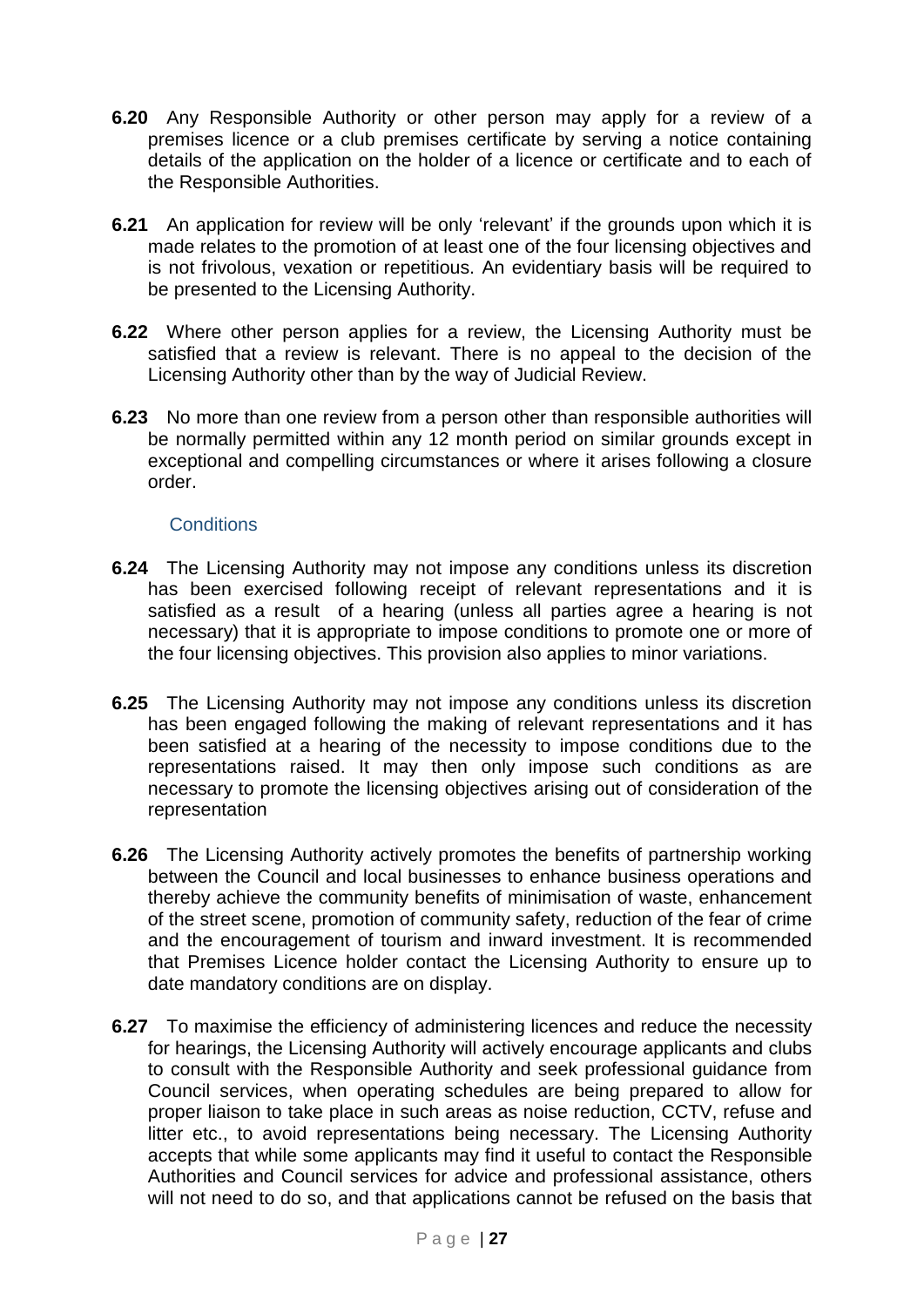**6.20** Any Responsible Authority or other person may apply for a review of a premises licence or a club premises certificate by serving a notice containing details of the application on the holder of a licence or certificate and to each of the Responsible Authorities.

**6.21** An application for review will be only 'relevant' if the grounds upon which it is made relates to the promotion of at least one of the four licensing objectives and is not frivolous, vexation or repetitious. An evidentiary basis will be required to be presented to the Licensing Authority.

**6.22** Where other person applies for a review, the Licensing Authority must be satisfied that a review is relevant. There is no appeal to the decision of the Licensing Authority other than by the way of Judicial Review.

**6.23** No more than one review from a person other than responsible authorities will be normally permitted within any 12 month period on similar grounds except in exceptional and compelling circumstances or where it arises following a closure order.

### Conditions

**6.24** The Licensing Authority may not impose any conditions unless its discretion has been exercised following receipt of relevant representations and it is satisfied as a result of a hearing (unless all parties agree a hearing is not necessary) that it is appropriate to impose conditions to promote one or more of the four licensing objectives. This provision also applies to minor variations.

**6.25** The Licensing Authority may not impose any conditions unless its discretion has been engaged following the making of relevant representations and it has been satisfied at a hearing of the necessity to impose conditions due to the representations raised. It may then only impose such conditions as are necessary to promote the licensing objectives arising out of consideration of the representation

**6.26** The Licensing Authority actively promotes the benefits of partnership working between the Council and local businesses to enhance business operations and thereby achieve the community benefits of minimisation of waste, enhancement of the street scene, promotion of community safety, reduction of the fear of crime and the encouragement of tourism and inward investment. It is recommended that Premises Licence holder contact the Licensing Authority to ensure up to date mandatory conditions are on display.

**6.27** To maximise the efficiency of administering licences and reduce the necessity for hearings, the Licensing Authority will actively encourage applicants and clubs to consult with the Responsible Authority and seek professional guidance from Council services, when operating schedules are being prepared to allow for proper liaison to take place in such areas as noise reduction, CCTV, refuse and litter etc., to avoid representations being necessary. The Licensing Authority accepts that while some applicants may find it useful to contact the Responsible Authorities and Council services for advice and professional assistance, others will not need to do so, and that applications cannot be refused on the basis that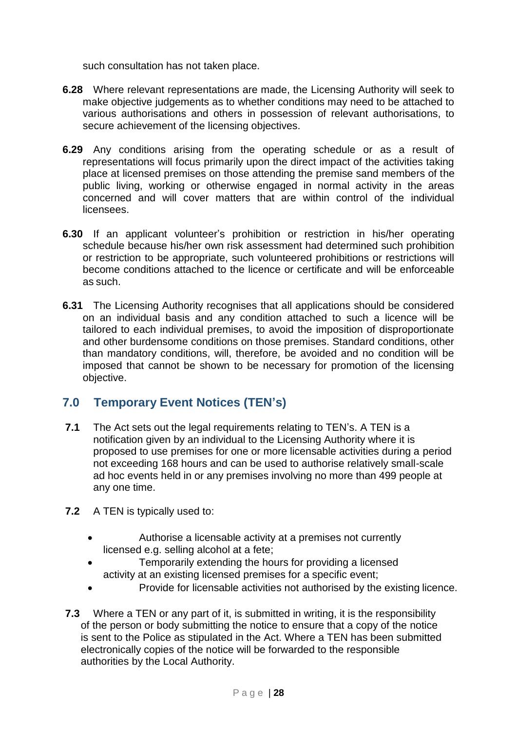such consultation has not taken place.

**6.28** Where relevant representations are made, the Licensing Authority will seek to make objective judgements as to whether conditions may need to be attached to various authorisations and others in possession of relevant authorisations, to secure achievement of the licensing objectives.

**6.29** Any conditions arising from the operating schedule or as a result of representations will focus primarily upon the direct impact of the activities taking place at licensed premises on those attending the premise sand members of the public living, working or otherwise engaged in normal activity in the areas concerned and will cover matters that are within control of the individual licensees.

**6.30** If an applicant volunteer's prohibition or restriction in his/her operating schedule because his/her own risk assessment had determined such prohibition or restriction to be appropriate, such volunteered prohibitions or restrictions will become conditions attached to the licence or certificate and will be enforceable as such.

**6.31** The Licensing Authority recognises that all applications should be considered on an individual basis and any condition attached to such a licence will be tailored to each individual premises, to avoid the imposition of disproportionate and other burdensome conditions on those premises. Standard conditions, other than mandatory conditions, will, therefore, be avoided and no condition will be imposed that cannot be shown to be necessary for promotion of the licensing objective.

## 7.0 Temporary Event Notices (TEN's)

**7.1** The Act sets out the legal requirements relating to TEN's. A TEN is a notification given by an individual to the Licensing Authority where it is proposed to use premises for one or more licensable activities during a period not exceeding 168 hours and can be used to authorise relatively small-scale ad hoc events held in or any premises involving no more than 499 people at any one time.

**7.2** A TEN is typically used to:

- Authorise a licensable activity at a premises not currently licensed e.g. selling alcohol at a fete;
- Temporarily extending the hours for providing a licensed activity at an existing licensed premises for a specific event;
- Provide for licensable activities not authorised by the existing licence.

**7.3** Where a TEN or any part of it, is submitted in writing, it is the responsibility of the person or body submitting the notice to ensure that a copy of the notice is sent to the Police as stipulated in the Act. Where a TEN has been submitted electronically copies of the notice will be forwarded to the responsible authorities by the Local Authority.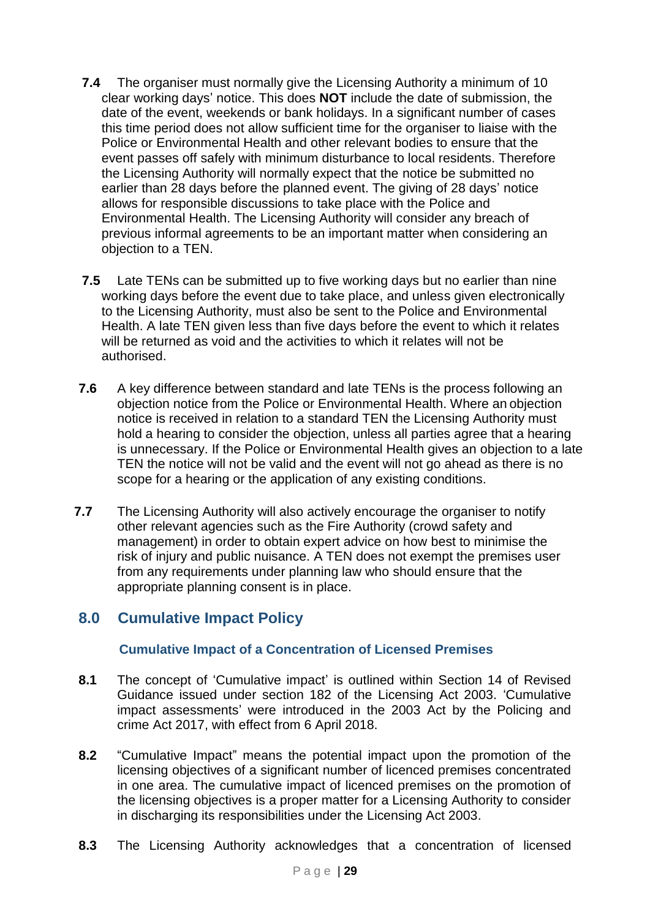**7.4** The organiser must normally give the Licensing Authority a minimum of 10 clear working days' notice. This does **NOT** include the date of submission, the date of the event, weekends or bank holidays. In a significant number of cases this time period does not allow sufficient time for the organiser to liaise with the Police or Environmental Health and other relevant bodies to ensure that the event passes off safely with minimum disturbance to local residents. Therefore the Licensing Authority will normally expect that the notice be submitted no earlier than 28 days before the planned event. The giving of 28 days' notice allows for responsible discussions to take place with the Police and Environmental Health. The Licensing Authority will consider any breach of previous informal agreements to be an important matter when considering an objection to a TEN.

**7.5** Late TENs can be submitted up to five working days but no earlier than nine working days before the event due to take place, and unless given electronically to the Licensing Authority, must also be sent to the Police and Environmental Health. A late TEN given less than five days before the event to which it relates will be returned as void and the activities to which it relates will not be authorised.

**7.6** A key difference between standard and late TENs is the process following an objection notice from the Police or Environmental Health. Where an objection notice is received in relation to a standard TEN the Licensing Authority must hold a hearing to consider the objection, unless all parties agree that a hearing is unnecessary. If the Police or Environmental Health gives an objection to a late TEN the notice will not be valid and the event will not go ahead as there is no scope for a hearing or the application of any existing conditions.

**7.7** The Licensing Authority will also actively encourage the organiser to notify other relevant agencies such as the Fire Authority (crowd safety and management) in order to obtain expert advice on how best to minimise the risk of injury and public nuisance. A TEN does not exempt the premises user from any requirements under planning law who should ensure that the appropriate planning consent is in place.

## 8.0 Cumulative Impact Policy

### Cumulative Impact of a Concentration of Licensed Premises

**8.1** The concept of 'Cumulative impact' is outlined within Section 14 of Revised Guidance issued under section 182 of the Licensing Act 2003. 'Cumulative impact assessments' were introduced in the 2003 Act by the Policing and crime Act 2017, with effect from 6 April 2018.

**8.2** "Cumulative Impact" means the potential impact upon the promotion of the licensing objectives of a significant number of licenced premises concentrated in one area. The cumulative impact of licenced premises on the promotion of the licensing objectives is a proper matter for a Licensing Authority to consider in discharging its responsibilities under the Licensing Act 2003.

**8.3** The Licensing Authority acknowledges that a concentration of licensed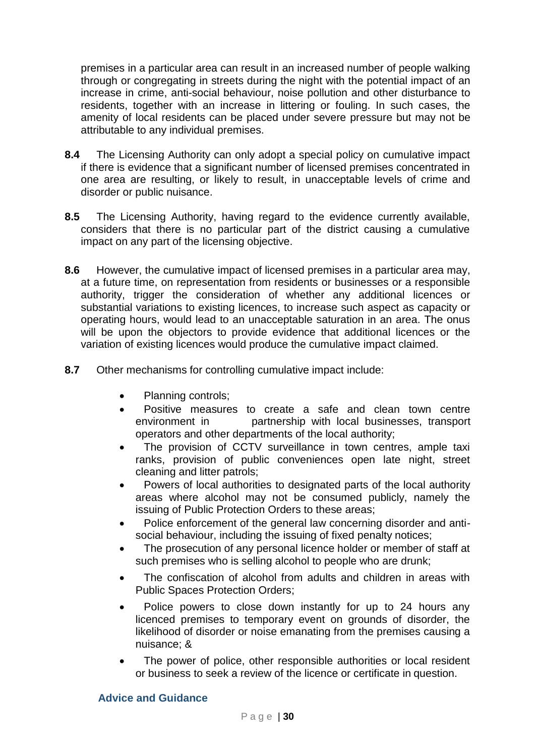premises in a particular area can result in an increased number of people walking through or congregating in streets during the night with the potential impact of an increase in crime, anti-social behaviour, noise pollution and other disturbance to residents, together with an increase in littering or fouling. In such cases, the amenity of local residents can be placed under severe pressure but may not be attributable to any individual premises.

**8.4** The Licensing Authority can only adopt a special policy on cumulative impact if there is evidence that a significant number of licensed premises concentrated in one area are resulting, or likely to result, in unacceptable levels of crime and disorder or public nuisance.

**8.5** The Licensing Authority, having regard to the evidence currently available, considers that there is no particular part of the district causing a cumulative impact on any part of the licensing objective.

**8.6** However, the cumulative impact of licensed premises in a particular area may, at a future time, on representation from residents or businesses or a responsible authority, trigger the consideration of whether any additional licences or substantial variations to existing licences, to increase such aspect as capacity or operating hours, would lead to an unacceptable saturation in an area. The onus will be upon the objectors to provide evidence that additional licences or the variation of existing licences would produce the cumulative impact claimed.

**8.7** Other mechanisms for controlling cumulative impact include:

- Planning controls;
- Positive measures to create a safe and clean town centre environment in partnership with local businesses, transport operators and other departments of the local authority;
- The provision of CCTV surveillance in town centres, ample taxi ranks, provision of public conveniences open late night, street cleaning and litter patrols;
- Powers of local authorities to designated parts of the local authority areas where alcohol may not be consumed publicly, namely the issuing of Public Protection Orders to these areas;
- Police enforcement of the general law concerning disorder and anti-social behaviour, including the issuing of fixed penalty notices;
- The prosecution of any personal licence holder or member of staff at such premises who is selling alcohol to people who are drunk;
- The confiscation of alcohol from adults and children in areas with Public Spaces Protection Orders;
- Police powers to close down instantly for up to 24 hours any licenced premises to temporary event on grounds of disorder, the likelihood of disorder or noise emanating from the premises causing a nuisance; &
- The power of police, other responsible authorities or local resident or business to seek a review of the licence or certificate in question.

### Advice and Guidance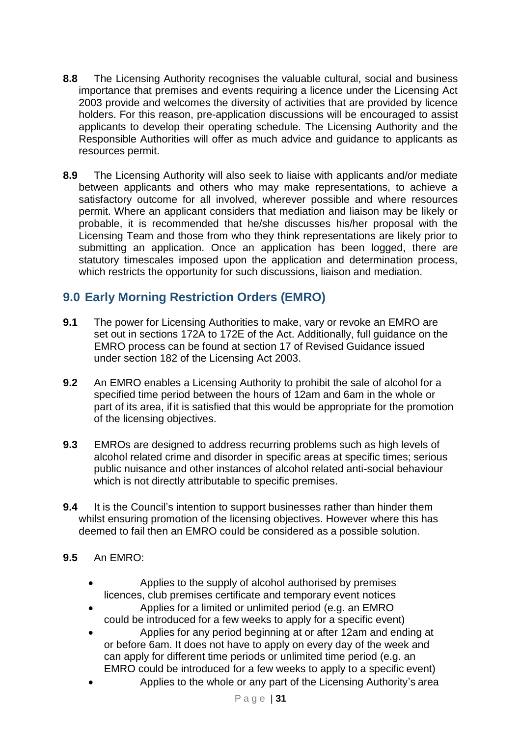**8.8** The Licensing Authority recognises the valuable cultural, social and business importance that premises and events requiring a licence under the Licensing Act 2003 provide and welcomes the diversity of activities that are provided by licence holders. For this reason, pre-application discussions will be encouraged to assist applicants to develop their operating schedule. The Licensing Authority and the Responsible Authorities will offer as much advice and guidance to applicants as resources permit.

**8.9** The Licensing Authority will also seek to liaise with applicants and/or mediate between applicants and others who may make representations, to achieve a satisfactory outcome for all involved, wherever possible and where resources permit. Where an applicant considers that mediation and liaison may be likely or probable, it is recommended that he/she discusses his/her proposal with the Licensing Team and those from who they think representations are likely prior to submitting an application. Once an application has been logged, there are statutory timescales imposed upon the application and determination process, which restricts the opportunity for such discussions, liaison and mediation.

## 9.0 Early Morning Restriction Orders (EMRO)

**9.1** The power for Licensing Authorities to make, vary or revoke an EMRO are set out in sections 172A to 172E of the Act. Additionally, full guidance on the EMRO process can be found at section 17 of Revised Guidance issued under section 182 of the Licensing Act 2003.

**9.2** An EMRO enables a Licensing Authority to prohibit the sale of alcohol for a specified time period between the hours of 12am and 6am in the whole or part of its area, if it is satisfied that this would be appropriate for the promotion of the licensing objectives.

**9.3** EMROs are designed to address recurring problems such as high levels of alcohol related crime and disorder in specific areas at specific times; serious public nuisance and other instances of alcohol related anti-social behaviour which is not directly attributable to specific premises.

**9.4** It is the Council's intention to support businesses rather than hinder them whilst ensuring promotion of the licensing objectives. However where this has deemed to fail then an EMRO could be considered as a possible solution.

**9.5** An EMRO:

- Applies to the supply of alcohol authorised by premises licences, club premises certificate and temporary event notices
- Applies for a limited or unlimited period (e.g. an EMRO could be introduced for a few weeks to apply for a specific event)
- Applies for any period beginning at or after 12am and ending at or before 6am. It does not have to apply on every day of the week and can apply for different time periods or unlimited time period (e.g. an EMRO could be introduced for a few weeks to apply to a specific event)
- Applies to the whole or any part of the Licensing Authority's area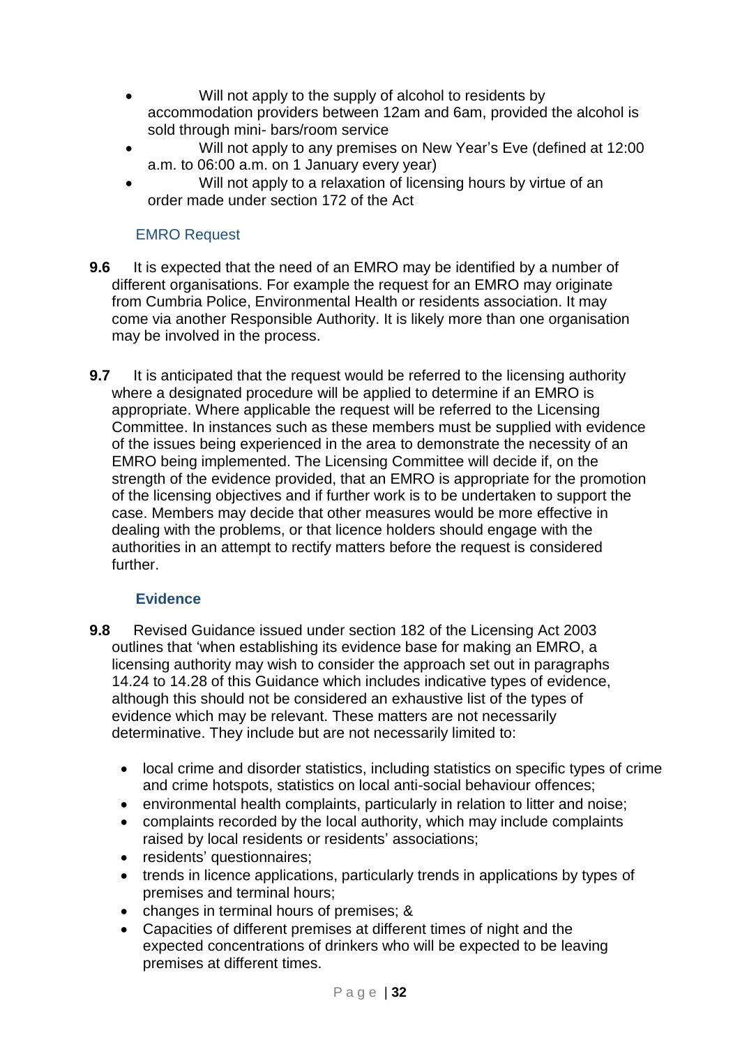- Will not apply to the supply of alcohol to residents by accommodation providers between 12am and 6am, provided the alcohol is sold through mini- bars/room service
- Will not apply to any premises on New Year's Eve (defined at 12:00 a.m. to 06:00 a.m. on 1 January every year)
- Will not apply to a relaxation of licensing hours by virtue of an order made under section 172 of the Act

### EMRO Request

**9.6** It is expected that the need of an EMRO may be identified by a number of different organisations. For example the request for an EMRO may originate from Cumbria Police, Environmental Health or residents association. It may come via another Responsible Authority. It is likely more than one organisation may be involved in the process.

**9.7** It is anticipated that the request would be referred to the licensing authority where a designated procedure will be applied to determine if an EMRO is appropriate. Where applicable the request will be referred to the Licensing Committee. In instances such as these members must be supplied with evidence of the issues being experienced in the area to demonstrate the necessity of an EMRO being implemented. The Licensing Committee will decide if, on the strength of the evidence provided, that an EMRO is appropriate for the promotion of the licensing objectives and if further work is to be undertaken to support the case. Members may decide that other measures would be more effective in dealing with the problems, or that licence holders should engage with the authorities in an attempt to rectify matters before the request is considered further.

### Evidence

**9.8** Revised Guidance issued under section 182 of the Licensing Act 2003 outlines that 'when establishing its evidence base for making an EMRO, a licensing authority may wish to consider the approach set out in paragraphs 14.24 to 14.28 of this Guidance which includes indicative types of evidence, although this should not be considered an exhaustive list of the types of evidence which may be relevant. These matters are not necessarily determinative. They include but are not necessarily limited to:

- local crime and disorder statistics, including statistics on specific types of crime and crime hotspots, statistics on local anti-social behaviour offences;
- environmental health complaints, particularly in relation to litter and noise;
- complaints recorded by the local authority, which may include complaints raised by local residents or residents' associations;
- residents' questionnaires;
- trends in licence applications, particularly trends in applications by types of premises and terminal hours;
- changes in terminal hours of premises; &
- Capacities of different premises at different times of night and the expected concentrations of drinkers who will be expected to be leaving premises at different times.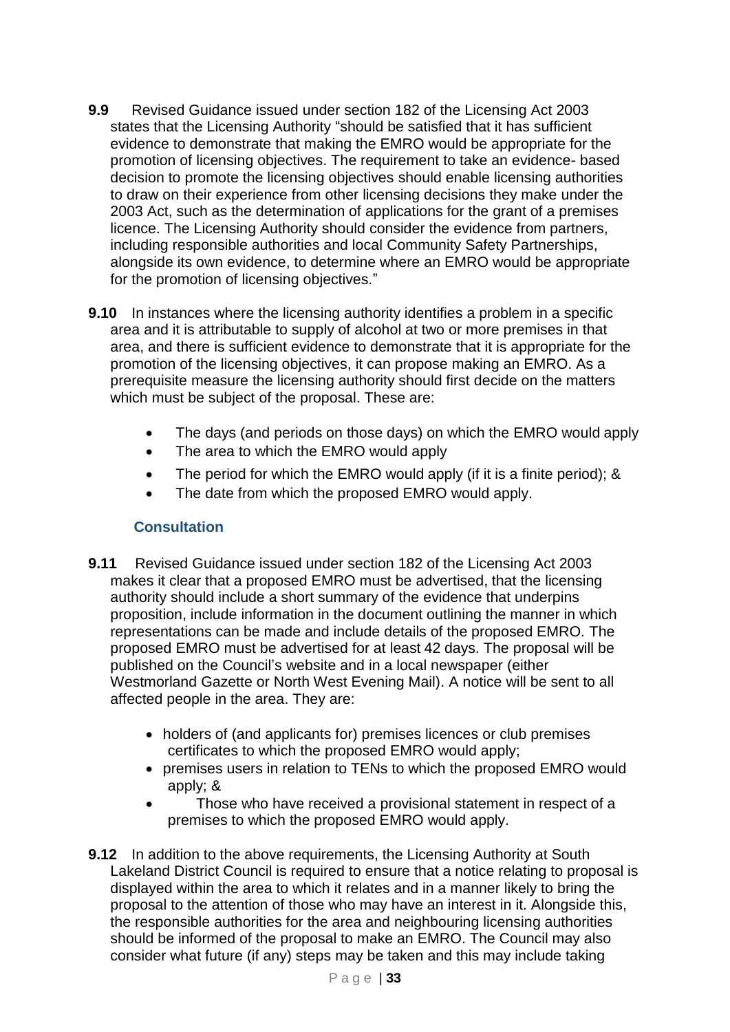**9.9** Revised Guidance issued under section 182 of the Licensing Act 2003 states that the Licensing Authority "should be satisfied that it has sufficient evidence to demonstrate that making the EMRO would be appropriate for the promotion of licensing objectives. The requirement to take an evidence- based decision to promote the licensing objectives should enable licensing authorities to draw on their experience from other licensing decisions they make under the 2003 Act, such as the determination of applications for the grant of a premises licence. The Licensing Authority should consider the evidence from partners, including responsible authorities and local Community Safety Partnerships, alongside its own evidence, to determine where an EMRO would be appropriate for the promotion of licensing objectives."

**9.10** In instances where the licensing authority identifies a problem in a specific area and it is attributable to supply of alcohol at two or more premises in that area, and there is sufficient evidence to demonstrate that it is appropriate for the promotion of the licensing objectives, it can propose making an EMRO. As a prerequisite measure the licensing authority should first decide on the matters which must be subject of the proposal. These are:

- The days (and periods on those days) on which the EMRO would apply
- The area to which the EMRO would apply
- The period for which the EMRO would apply (if it is a finite period); &
- The date from which the proposed EMRO would apply.

### Consultation

**9.11** Revised Guidance issued under section 182 of the Licensing Act 2003 makes it clear that a proposed EMRO must be advertised, that the licensing authority should include a short summary of the evidence that underpins proposition, include information in the document outlining the manner in which representations can be made and include details of the proposed EMRO. The proposed EMRO must be advertised for at least 42 days. The proposal will be published on the Council's website and in a local newspaper (either Westmorland Gazette or North West Evening Mail). A notice will be sent to all affected people in the area. They are:

- holders of (and applicants for) premises licences or club premises certificates to which the proposed EMRO would apply;
- premises users in relation to TENs to which the proposed EMRO would apply; &
- Those who have received a provisional statement in respect of a premises to which the proposed EMRO would apply.

**9.12** In addition to the above requirements, the Licensing Authority at South Lakeland District Council is required to ensure that a notice relating to proposal is displayed within the area to which it relates and in a manner likely to bring the proposal to the attention of those who may have an interest in it. Alongside this, the responsible authorities for the area and neighbouring licensing authorities should be informed of the proposal to make an EMRO. The Council may also consider what future (if any) steps may be taken and this may include taking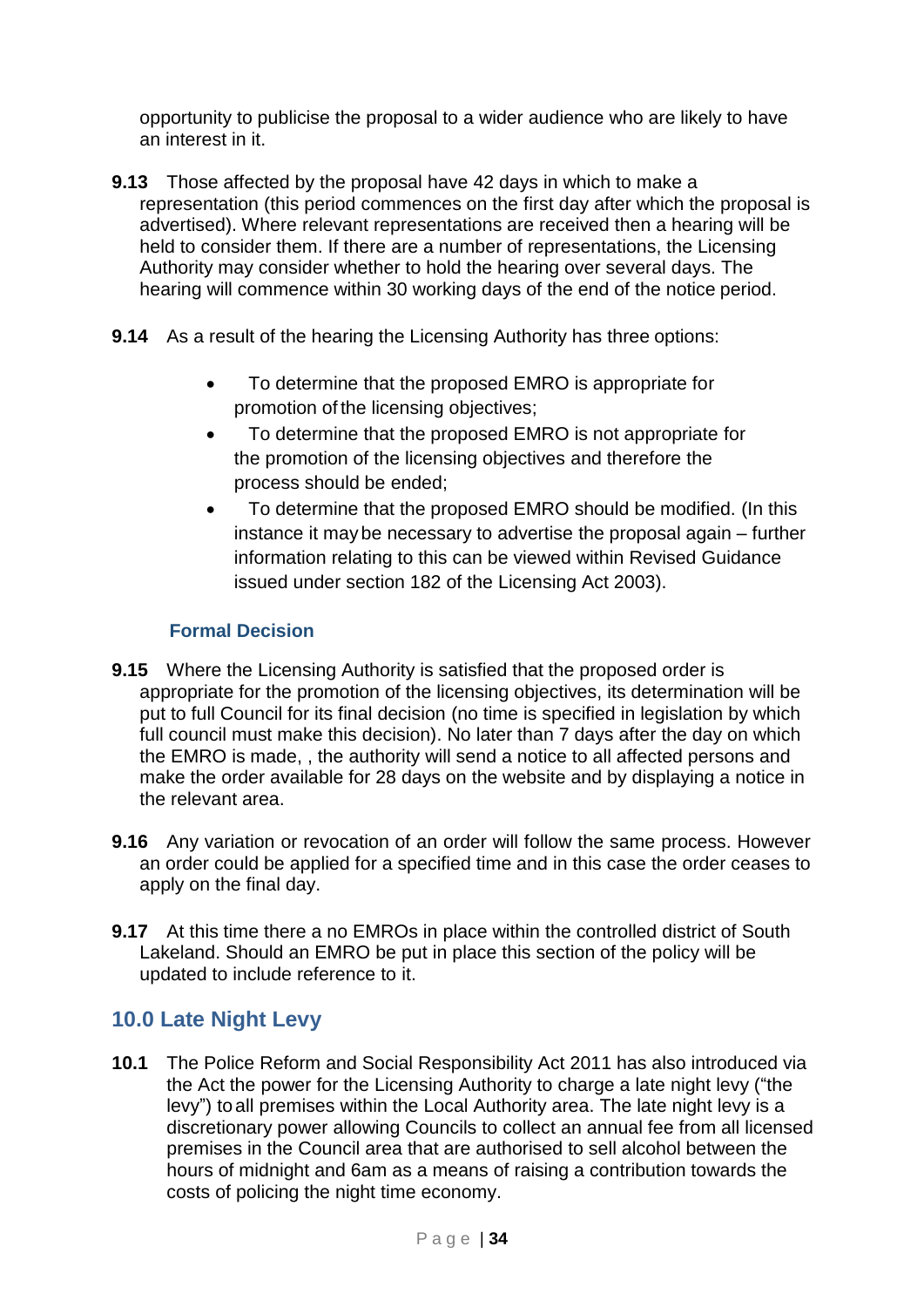opportunity to publicise the proposal to a wider audience who are likely to have an interest in it.

**9.13** Those affected by the proposal have 42 days in which to make a representation (this period commences on the first day after which the proposal is advertised). Where relevant representations are received then a hearing will be held to consider them. If there are a number of representations, the Licensing Authority may consider whether to hold the hearing over several days. The hearing will commence within 30 working days of the end of the notice period.

**9.14** As a result of the hearing the Licensing Authority has three options:

- To determine that the proposed EMRO is appropriate for promotion of the licensing objectives;
- To determine that the proposed EMRO is not appropriate for the promotion of the licensing objectives and therefore the process should be ended;
- To determine that the proposed EMRO should be modified. (In this instance it may be necessary to advertise the proposal again – further information relating to this can be viewed within Revised Guidance issued under section 182 of the Licensing Act 2003).

### Formal Decision

**9.15** Where the Licensing Authority is satisfied that the proposed order is appropriate for the promotion of the licensing objectives, its determination will be put to full Council for its final decision (no time is specified in legislation by which full council must make this decision). No later than 7 days after the day on which the EMRO is made, , the authority will send a notice to all affected persons and make the order available for 28 days on the website and by displaying a notice in the relevant area.

**9.16** Any variation or revocation of an order will follow the same process. However an order could be applied for a specified time and in this case the order ceases to apply on the final day.

**9.17** At this time there a no EMROs in place within the controlled district of South Lakeland. Should an EMRO be put in place this section of the policy will be updated to include reference to it.

## 10.0 Late Night Levy

**10.1** The Police Reform and Social Responsibility Act 2011 has also introduced via the Act the power for the Licensing Authority to charge a late night levy ("the levy") to all premises within the Local Authority area. The late night levy is a discretionary power allowing Councils to collect an annual fee from all licensed premises in the Council area that are authorised to sell alcohol between the hours of midnight and 6am as a means of raising a contribution towards the costs of policing the night time economy.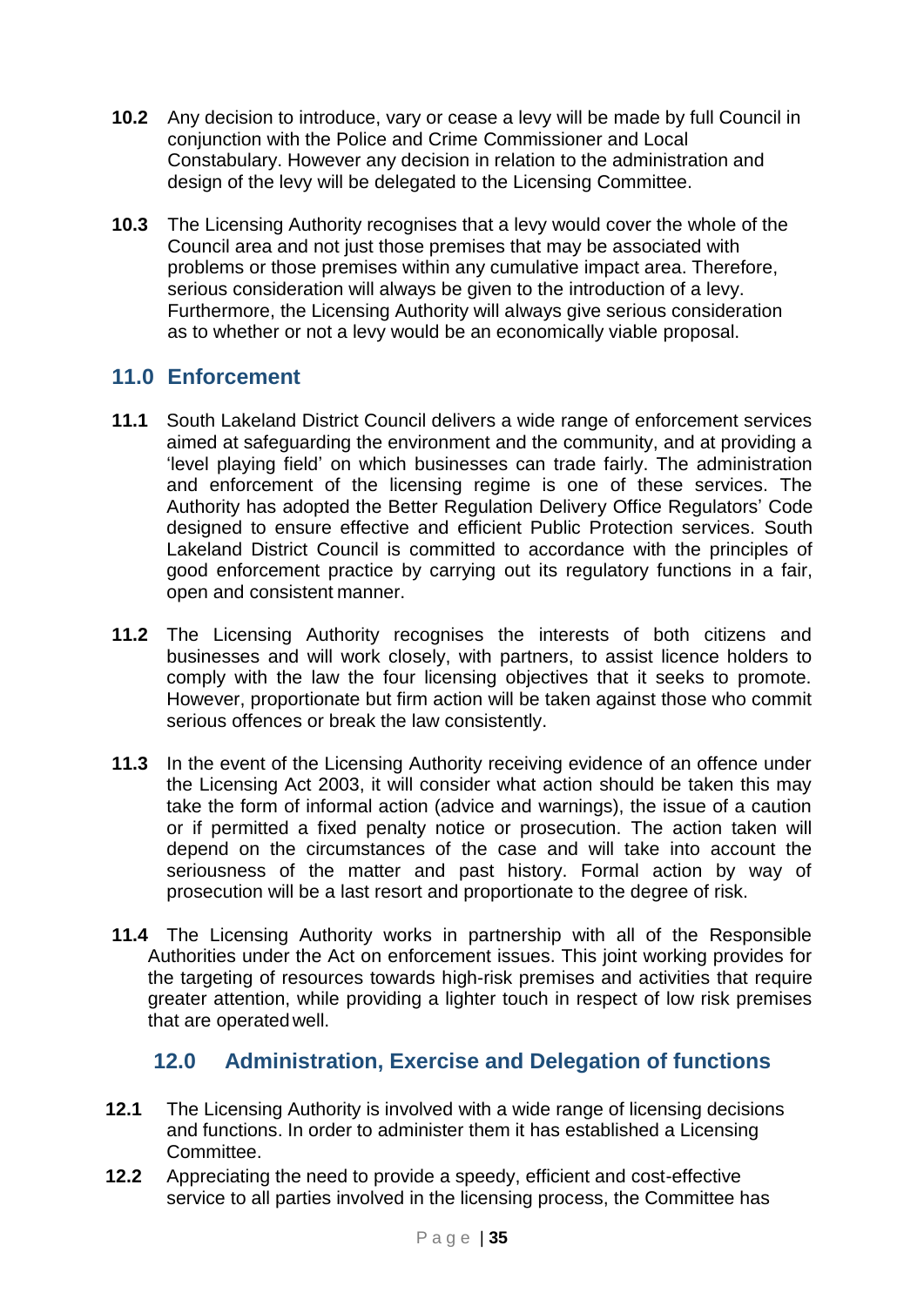**10.2** Any decision to introduce, vary or cease a levy will be made by full Council in conjunction with the Police and Crime Commissioner and Local Constabulary. However any decision in relation to the administration and design of the levy will be delegated to the Licensing Committee.

**10.3** The Licensing Authority recognises that a levy would cover the whole of the Council area and not just those premises that may be associated with problems or those premises within any cumulative impact area. Therefore, serious consideration will always be given to the introduction of a levy. Furthermore, the Licensing Authority will always give serious consideration as to whether or not a levy would be an economically viable proposal.

## 11.0 Enforcement

**11.1** South Lakeland District Council delivers a wide range of enforcement services aimed at safeguarding the environment and the community, and at providing a 'level playing field' on which businesses can trade fairly. The administration and enforcement of the licensing regime is one of these services. The Authority has adopted the Better Regulation Delivery Office Regulators' Code designed to ensure effective and efficient Public Protection services. South Lakeland District Council is committed to accordance with the principles of good enforcement practice by carrying out its regulatory functions in a fair, open and consistent manner.

**11.2** The Licensing Authority recognises the interests of both citizens and businesses and will work closely, with partners, to assist licence holders to comply with the law the four licensing objectives that it seeks to promote. However, proportionate but firm action will be taken against those who commit serious offences or break the law consistently.

**11.3** In the event of the Licensing Authority receiving evidence of an offence under the Licensing Act 2003, it will consider what action should be taken this may take the form of informal action (advice and warnings), the issue of a caution or if permitted a fixed penalty notice or prosecution. The action taken will depend on the circumstances of the case and will take into account the seriousness of the matter and past history. Formal action by way of prosecution will be a last resort and proportionate to the degree of risk.

**11.4** The Licensing Authority works in partnership with all of the Responsible Authorities under the Act on enforcement issues. This joint working provides for the targeting of resources towards high-risk premises and activities that require greater attention, while providing a lighter touch in respect of low risk premises that are operated well.

## 12.0 Administration, Exercise and Delegation of functions

**12.1** The Licensing Authority is involved with a wide range of licensing decisions and functions. In order to administer them it has established a Licensing Committee.

**12.2** Appreciating the need to provide a speedy, efficient and cost-effective service to all parties involved in the licensing process, the Committee has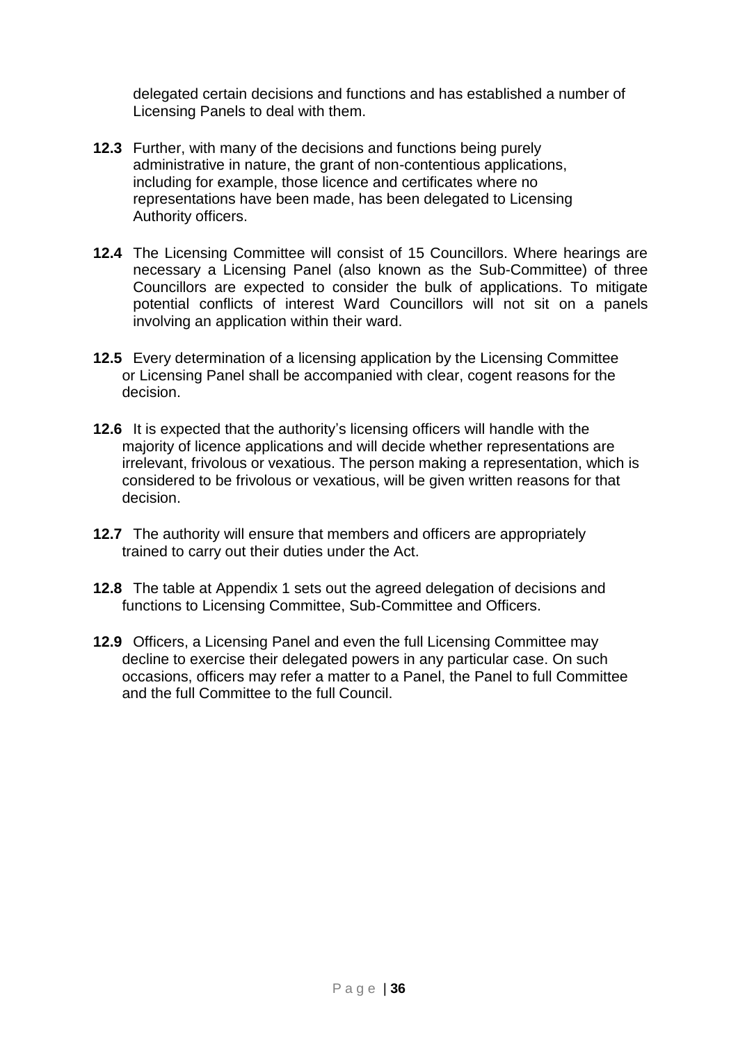delegated certain decisions and functions and has established a number of Licensing Panels to deal with them.

**12.3** Further, with many of the decisions and functions being purely administrative in nature, the grant of non-contentious applications, including for example, those licence and certificates where no representations have been made, has been delegated to Licensing Authority officers.

**12.4** The Licensing Committee will consist of 15 Councillors. Where hearings are necessary a Licensing Panel (also known as the Sub-Committee) of three Councillors are expected to consider the bulk of applications. To mitigate potential conflicts of interest Ward Councillors will not sit on a panels involving an application within their ward.

**12.5** Every determination of a licensing application by the Licensing Committee or Licensing Panel shall be accompanied with clear, cogent reasons for the decision.

**12.6** It is expected that the authority's licensing officers will handle with the majority of licence applications and will decide whether representations are irrelevant, frivolous or vexatious. The person making a representation, which is considered to be frivolous or vexatious, will be given written reasons for that decision.

**12.7** The authority will ensure that members and officers are appropriately trained to carry out their duties under the Act.

**12.8** The table at Appendix 1 sets out the agreed delegation of decisions and functions to Licensing Committee, Sub-Committee and Officers.

**12.9** Officers, a Licensing Panel and even the full Licensing Committee may decline to exercise their delegated powers in any particular case. On such occasions, officers may refer a matter to a Panel, the Panel to full Committee and the full Committee to the full Council.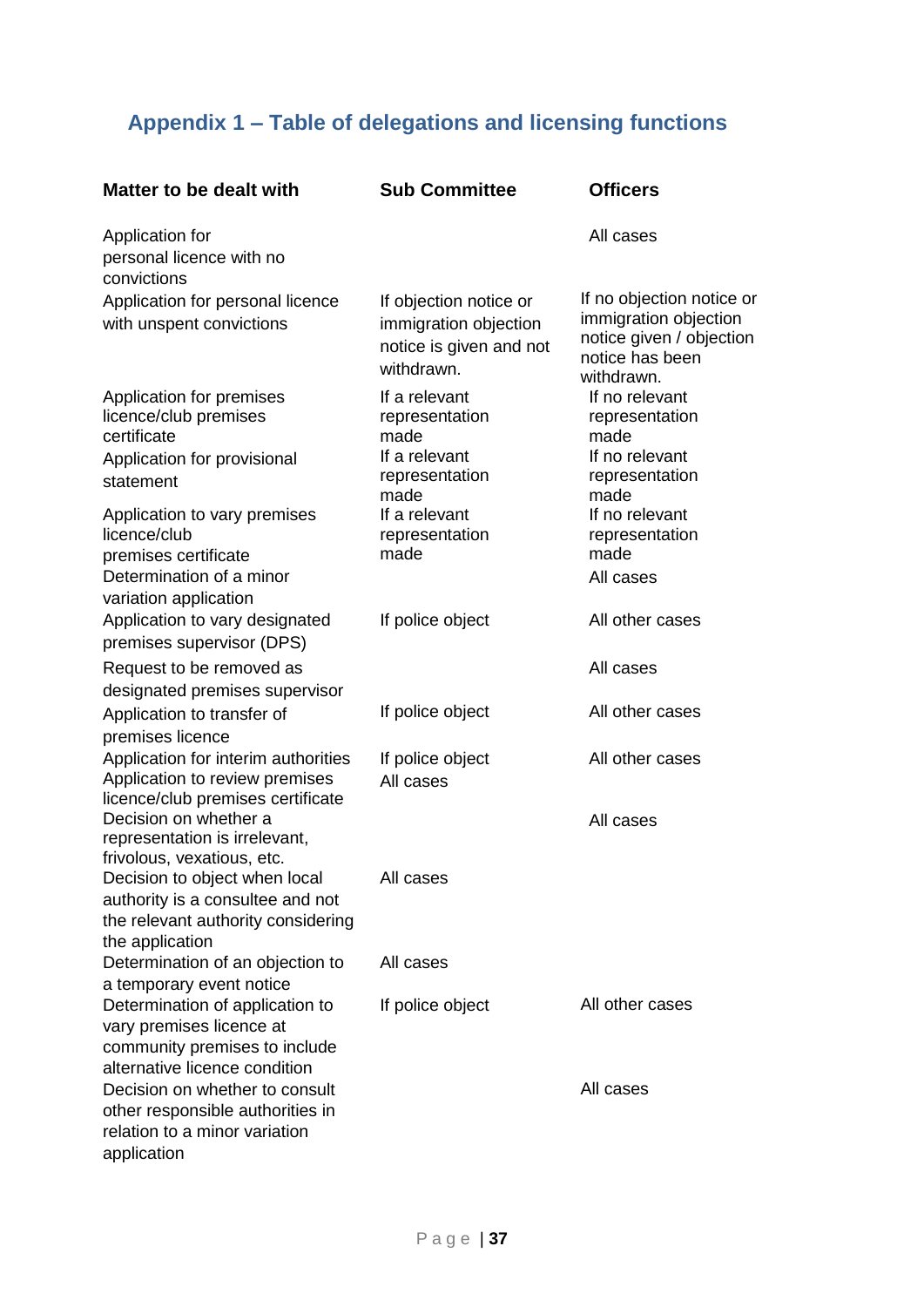## Appendix 1 – Table of delegations and licensing functions

| Matter to be dealt with | Sub Committee | Officers |
|---|---|---|
| Application for personal licence with no convictions | | All cases |
| Application for personal licence with unspent convictions | If objection notice or immigration objection notice is given and not withdrawn. | If no objection notice or immigration objection notice given / objection notice has been withdrawn. |
| Application for premises licence/club premises certificate | If a relevant representation made | If no relevant representation made |
| Application for provisional statement | If a relevant representation made | If no relevant representation made |
| Application to vary premises licence/club premises certificate | If a relevant representation made | If no relevant representation made |
| Determination of a minor variation application | | All cases |
| Application to vary designated premises supervisor (DPS) | If police object | All other cases |
| Request to be removed as designated premises supervisor | | All cases |
| Application to transfer of premises licence | If police object | All other cases |
| Application for interim authorities | If police object | All other cases |
| Application to review premises licence/club premises certificate | All cases | |
| Decision on whether a representation is irrelevant, frivolous, vexatious, etc. | | All cases |
| Decision to object when local authority is a consultee and not the relevant authority considering the application | All cases | |
| Determination of an objection to a temporary event notice | All cases | |
| Determination of application to vary premises licence at community premises to include alternative licence condition | If police object | All other cases |
| Decision on whether to consult other responsible authorities in relation to a minor variation application | | All cases |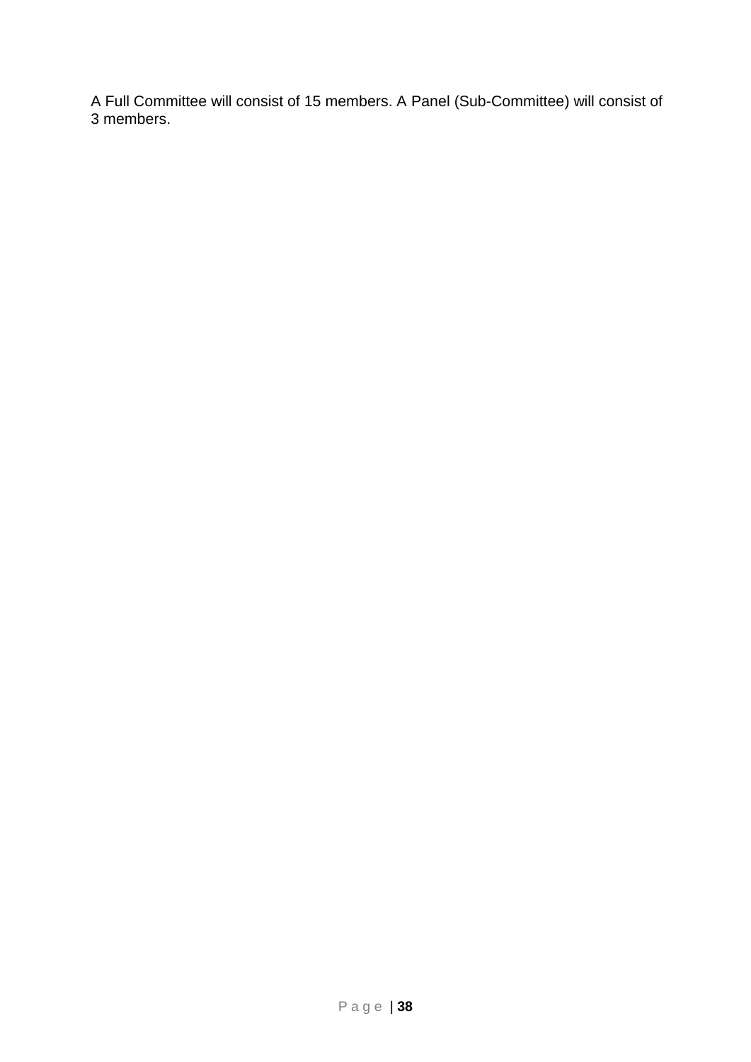A Full Committee will consist of 15 members. A Panel (Sub-Committee) will consist of 3 members.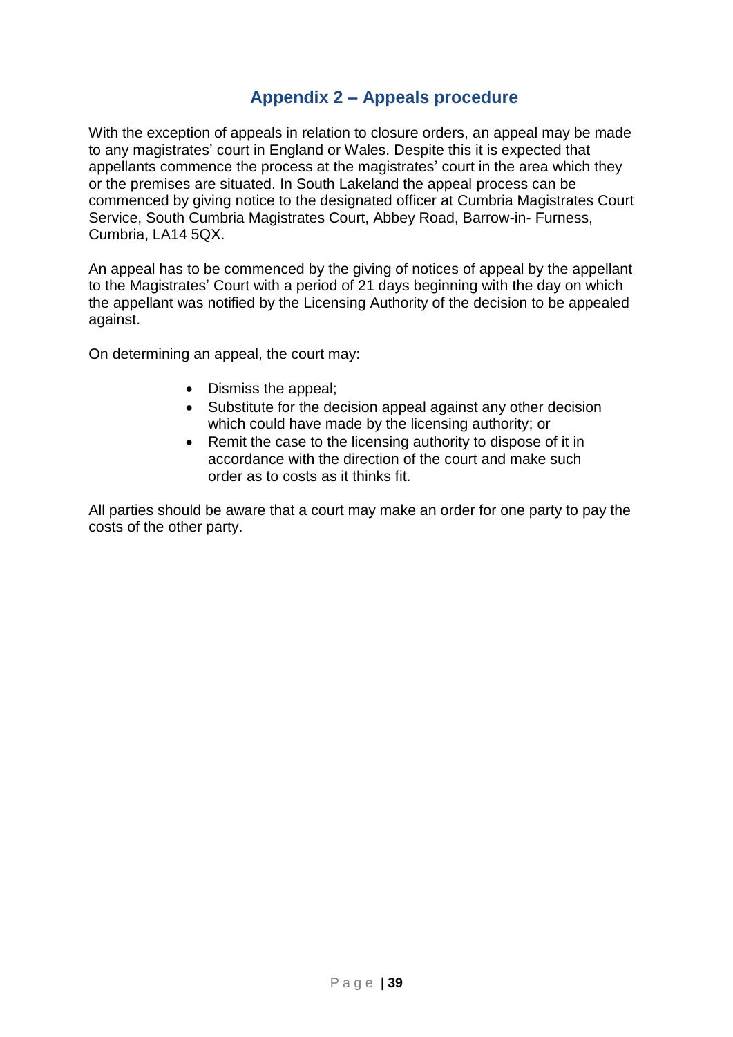## Appendix 2 – Appeals procedure

With the exception of appeals in relation to closure orders, an appeal may be made to any magistrates' court in England or Wales. Despite this it is expected that appellants commence the process at the magistrates' court in the area which they or the premises are situated. In South Lakeland the appeal process can be commenced by giving notice to the designated officer at Cumbria Magistrates Court Service, South Cumbria Magistrates Court, Abbey Road, Barrow-in- Furness, Cumbria, LA14 5QX.

An appeal has to be commenced by the giving of notices of appeal by the appellant to the Magistrates' Court with a period of 21 days beginning with the day on which the appellant was notified by the Licensing Authority of the decision to be appealed against.

On determining an appeal, the court may:

- Dismiss the appeal;
- Substitute for the decision appeal against any other decision which could have made by the licensing authority; or
- Remit the case to the licensing authority to dispose of it in accordance with the direction of the court and make such order as to costs as it thinks fit.

All parties should be aware that a court may make an order for one party to pay the costs of the other party.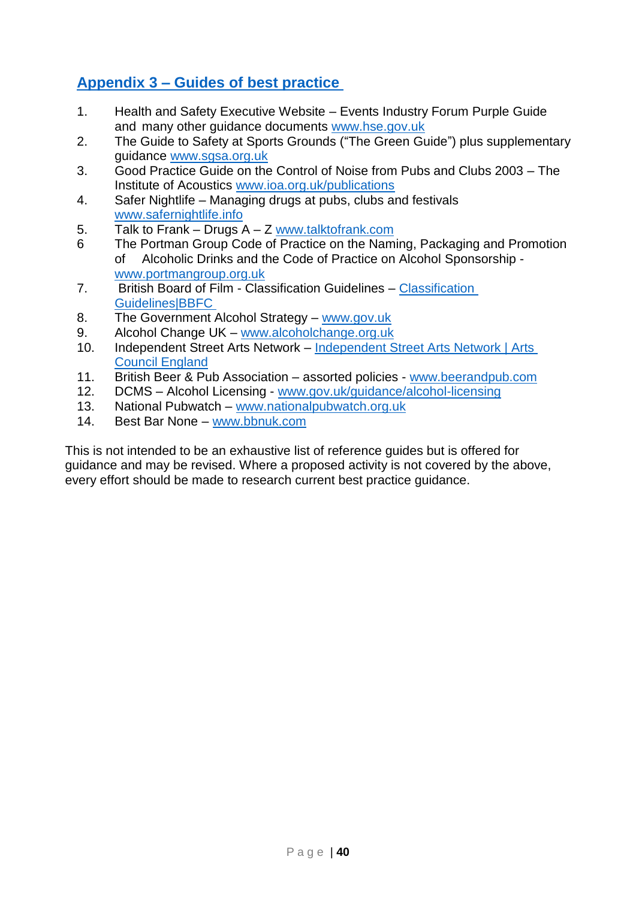## Appendix 3 – Guides of best practice

1. Health and Safety Executive Website – Events Industry Forum Purple Guide and many other guidance documents www.hse.gov.uk
2. The Guide to Safety at Sports Grounds ("The Green Guide") plus supplementary guidance www.sgsa.org.uk
3. Good Practice Guide on the Control of Noise from Pubs and Clubs 2003 – The Institute of Acoustics www.ioa.org.uk/publications
4. Safer Nightlife – Managing drugs at pubs, clubs and festivals www.safernightlife.info
5. Talk to Frank – Drugs A – Z www.talktofrank.com
6. The Portman Group Code of Practice on the Naming, Packaging and Promotion of Alcoholic Drinks and the Code of Practice on Alcohol Sponsorship - www.portmangroup.org.uk
7. British Board of Film - Classification Guidelines – Classification Guidelines|BBFC
8. The Government Alcohol Strategy – www.gov.uk
9. Alcohol Change UK – www.alcoholchange.org.uk
10. Independent Street Arts Network – Independent Street Arts Network | Arts Council England
11. British Beer & Pub Association – assorted policies - www.beerandpub.com
12. DCMS – Alcohol Licensing - www.gov.uk/guidance/alcohol-licensing
13. National Pubwatch – www.nationalpubwatch.org.uk
14. Best Bar None – www.bbnuk.com

This is not intended to be an exhaustive list of reference guides but is offered for guidance and may be revised. Where a proposed activity is not covered by the above, every effort should be made to research current best practice guidance.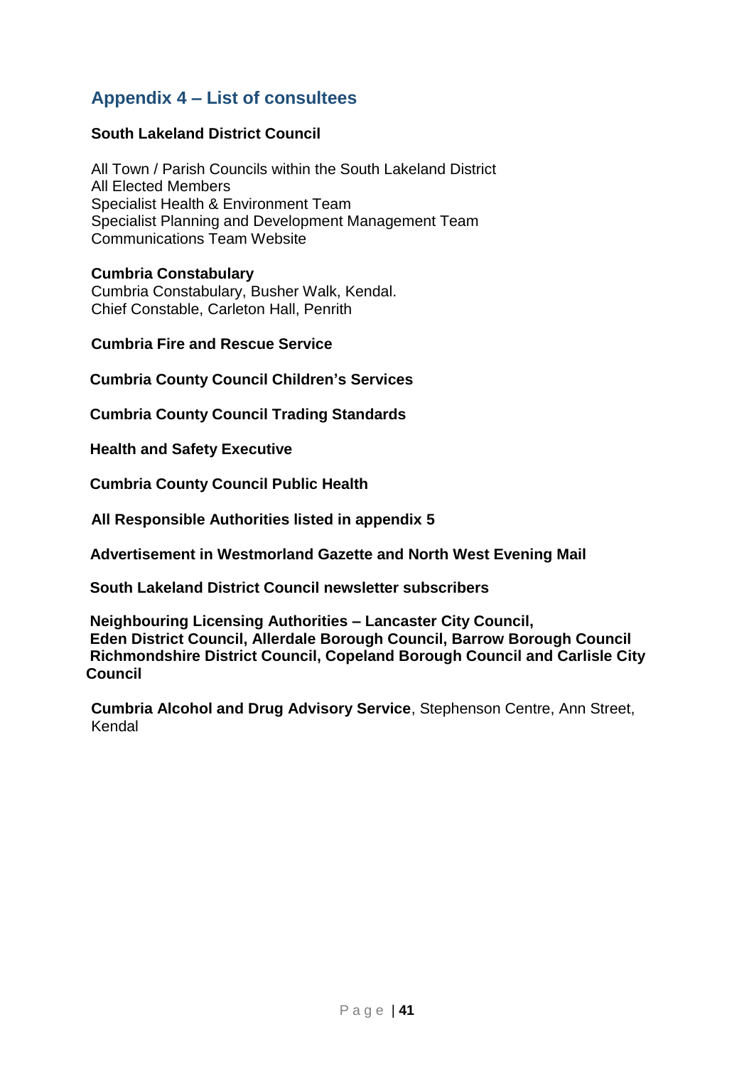## Appendix 4 – List of consultees

**South Lakeland District Council**

All Town / Parish Councils within the South Lakeland District
All Elected Members
Specialist Health & Environment Team
Specialist Planning and Development Management Team
Communications Team Website

**Cumbria Constabulary**
Cumbria Constabulary, Busher Walk, Kendal.
Chief Constable, Carleton Hall, Penrith

**Cumbria Fire and Rescue Service**

**Cumbria County Council Children's Services**

**Cumbria County Council Trading Standards**

**Health and Safety Executive**

**Cumbria County Council Public Health**

**All Responsible Authorities listed in appendix 5**

**Advertisement in Westmorland Gazette and North West Evening Mail**

**South Lakeland District Council newsletter subscribers**

**Neighbouring Licensing Authorities – Lancaster City Council, Eden District Council, Allerdale Borough Council, Barrow Borough Council Richmondshire District Council, Copeland Borough Council and Carlisle City Council**

**Cumbria Alcohol and Drug Advisory Service**, Stephenson Centre, Ann Street, Kendal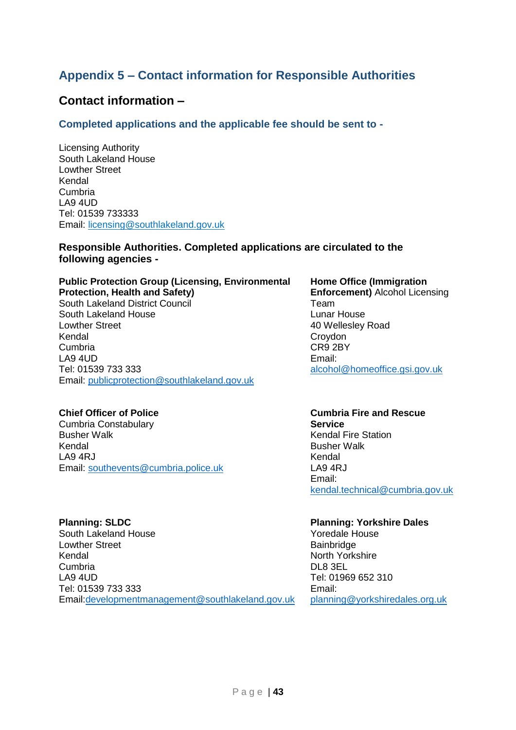## Appendix 5 – Contact information for Responsible Authorities

### Contact information –

#### Completed applications and the applicable fee should be sent to -

Licensing Authority  
South Lakeland House  
Lowther Street  
Kendal  
Cumbria  
LA9 4UD  
Tel: 01539 733333  
Email: licensing@southlakeland.gov.uk

**Responsible Authorities. Completed applications are circulated to the following agencies -**

**Public Protection Group (Licensing, Environmental Protection, Health and Safety)**  
South Lakeland District Council  
South Lakeland House  
Lowther Street  
Kendal  
Cumbria  
LA9 4UD  
Tel: 01539 733 333  
Email: publicprotection@southlakeland.gov.uk

**Home Office (Immigration Enforcement)** Alcohol Licensing Team  
Lunar House  
40 Wellesley Road  
Croydon  
CR9 2BY  
Email:  
alcohol@homeoffice.gsi.gov.uk

**Chief Officer of Police**  
Cumbria Constabulary  
Busher Walk  
Kendal  
LA9 4RJ  
Email: southevents@cumbria.police.uk

**Cumbria Fire and Rescue Service**  
Kendal Fire Station  
Busher Walk  
Kendal  
LA9 4RJ  
Email:  
kendal.technical@cumbria.gov.uk

**Planning: SLDC**  
South Lakeland House  
Lowther Street  
Kendal  
Cumbria  
LA9 4UD  
Tel: 01539 733 333  
Email:developmentmanagement@southlakeland.gov.uk

**Planning: Yorkshire Dales**  
Yoredale House  
Bainbridge  
North Yorkshire  
DL8 3EL  
Tel: 01969 652 310  
Email:  
planning@yorkshiredales.org.uk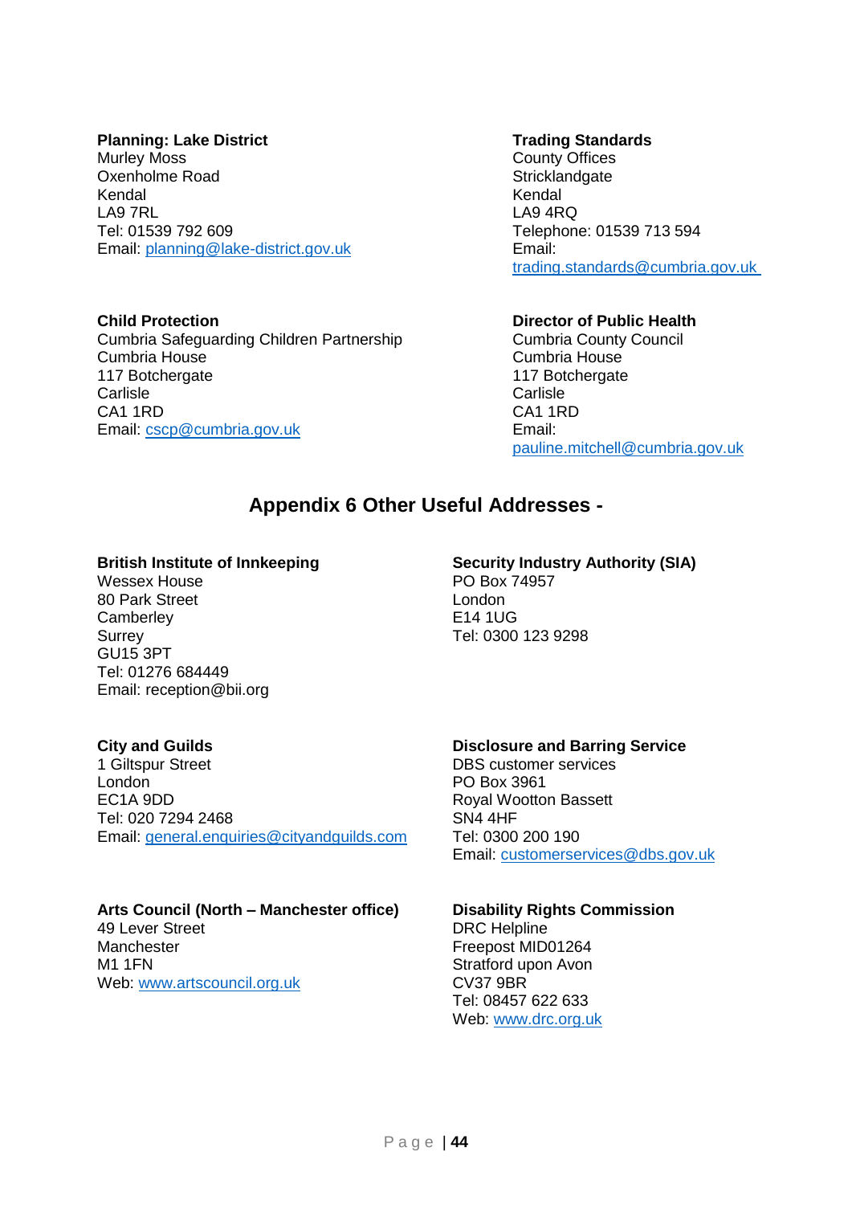**Planning: Lake District**
Murley Moss
Oxenholme Road
Kendal
LA9 7RL
Tel: 01539 792 609
Email: planning@lake-district.gov.uk

**Trading Standards**
County Offices
Stricklandgate
Kendal
LA9 4RQ
Telephone: 01539 713 594
Email:
trading.standards@cumbria.gov.uk

**Child Protection**
Cumbria Safeguarding Children Partnership
Cumbria House
117 Botchergate
Carlisle
CA1 1RD
Email: cscp@cumbria.gov.uk

**Director of Public Health**
Cumbria County Council
Cumbria House
117 Botchergate
Carlisle
CA1 1RD
Email:
pauline.mitchell@cumbria.gov.uk

## Appendix 6 Other Useful Addresses -

**British Institute of Innkeeping**
Wessex House
80 Park Street
Camberley
Surrey
GU15 3PT
Tel: 01276 684449
Email: reception@bii.org

**Security Industry Authority (SIA)**
PO Box 74957
London
E14 1UG
Tel: 0300 123 9298

**City and Guilds**
1 Giltspur Street
London
EC1A 9DD
Tel: 020 7294 2468
Email: general.enquiries@cityandguilds.com

**Disclosure and Barring Service**
DBS customer services
PO Box 3961
Royal Wootton Bassett
SN4 4HF
Tel: 0300 200 190
Email: customerservices@dbs.gov.uk

**Arts Council (North – Manchester office)**
49 Lever Street
Manchester
M1 1FN
Web: www.artscouncil.org.uk

**Disability Rights Commission**
DRC Helpline
Freepost MID01264
Stratford upon Avon
CV37 9BR
Tel: 08457 622 633
Web: www.drc.org.uk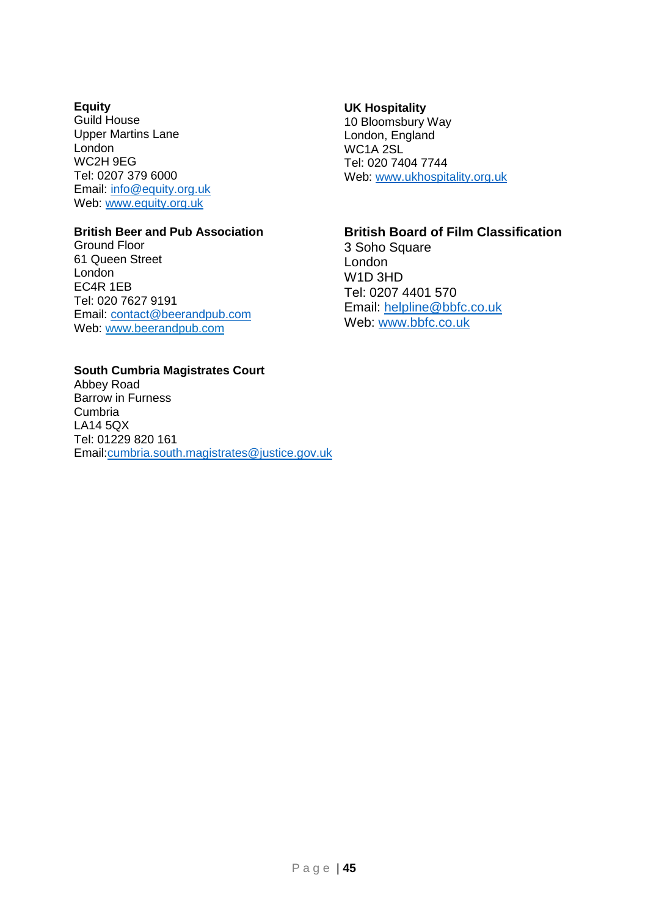**Equity**
Guild House
Upper Martins Lane
London
WC2H 9EG
Tel: 0207 379 6000
Email: info@equity.org.uk
Web: www.equity.org.uk

**UK Hospitality**
10 Bloomsbury Way
London, England
WC1A 2SL
Tel: 020 7404 7744
Web: www.ukhospitality.org.uk

**British Beer and Pub Association**
Ground Floor
61 Queen Street
London
EC4R 1EB
Tel: 020 7627 9191
Email: contact@beerandpub.com
Web: www.beerandpub.com

**British Board of Film Classification**
3 Soho Square
London
W1D 3HD
Tel: 0207 4401 570
Email: helpline@bbfc.co.uk
Web: www.bbfc.co.uk

**South Cumbria Magistrates Court**
Abbey Road
Barrow in Furness
Cumbria
LA14 5QX
Tel: 01229 820 161
Email:cumbria.south.magistrates@justice.gov.uk